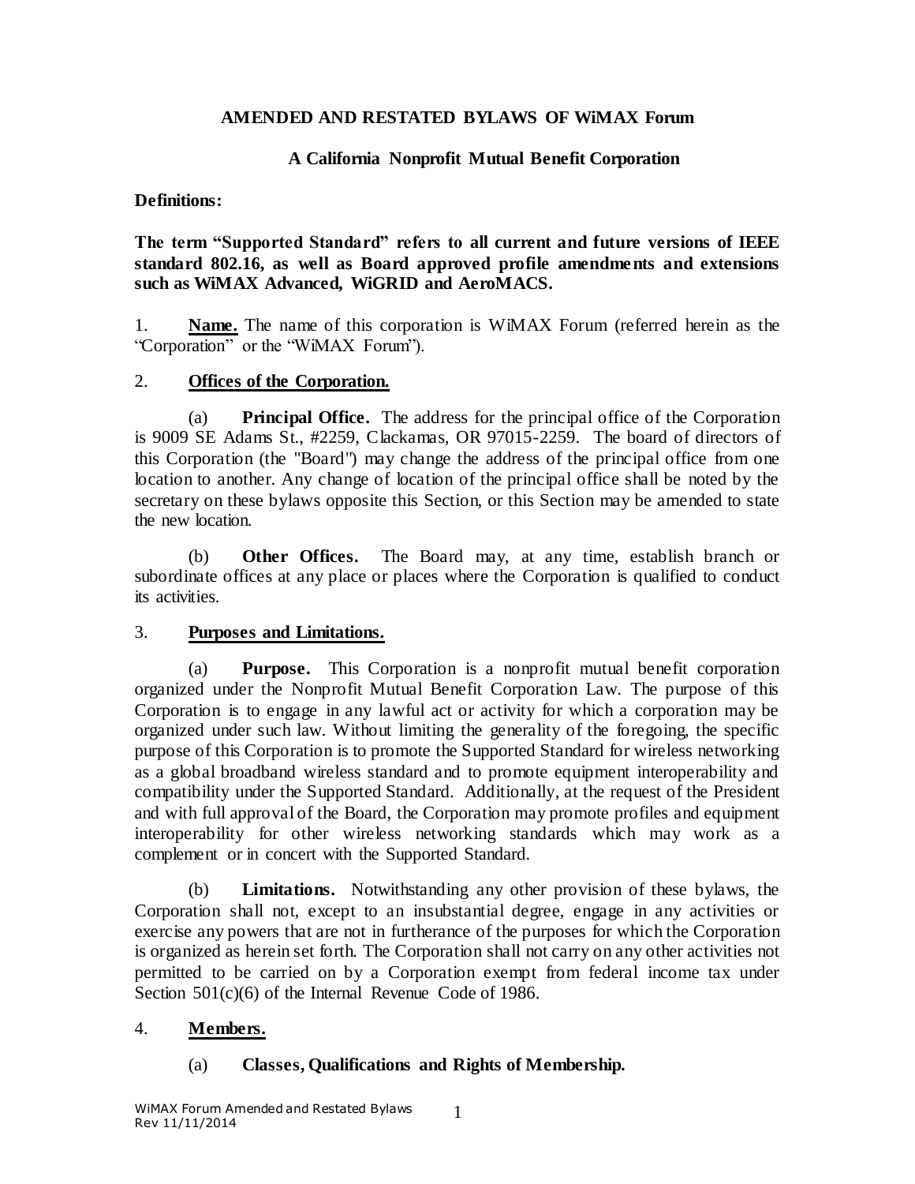# AMENDED AND RESTATED BYLAWS OF WiMAX Forum

## A California Nonprofit Mutual Benefit Corporation

**Definitions:**

**The term "Supported Standard" refers to all current and future versions of IEEE standard 802.16, as well as Board approved profile amendments and extensions such as WiMAX Advanced, WiGRID and AeroMACS.**

1. **Name.** The name of this corporation is WiMAX Forum (referred herein as the "Corporation" or the "WiMAX Forum").

2. **Offices of the Corporation.**

(a) **Principal Office.** The address for the principal office of the Corporation is 9009 SE Adams St., #2259, Clackamas, OR 97015-2259. The board of directors of this Corporation (the "Board") may change the address of the principal office from one location to another. Any change of location of the principal office shall be noted by the secretary on these bylaws opposite this Section, or this Section may be amended to state the new location.

(b) **Other Offices.** The Board may, at any time, establish branch or subordinate offices at any place or places where the Corporation is qualified to conduct its activities.

3. **Purposes and Limitations.**

(a) **Purpose.** This Corporation is a nonprofit mutual benefit corporation organized under the Nonprofit Mutual Benefit Corporation Law. The purpose of this Corporation is to engage in any lawful act or activity for which a corporation may be organized under such law. Without limiting the generality of the foregoing, the specific purpose of this Corporation is to promote the Supported Standard for wireless networking as a global broadband wireless standard and to promote equipment interoperability and compatibility under the Supported Standard. Additionally, at the request of the President and with full approval of the Board, the Corporation may promote profiles and equipment interoperability for other wireless networking standards which may work as a complement or in concert with the Supported Standard.

(b) **Limitations.** Notwithstanding any other provision of these bylaws, the Corporation shall not, except to an insubstantial degree, engage in any activities or exercise any powers that are not in furtherance of the purposes for which the Corporation is organized as herein set forth. The Corporation shall not carry on any other activities not permitted to be carried on by a Corporation exempt from federal income tax under Section 501(c)(6) of the Internal Revenue Code of 1986.

4. **Members.**

(a) **Classes, Qualifications and Rights of Membership.**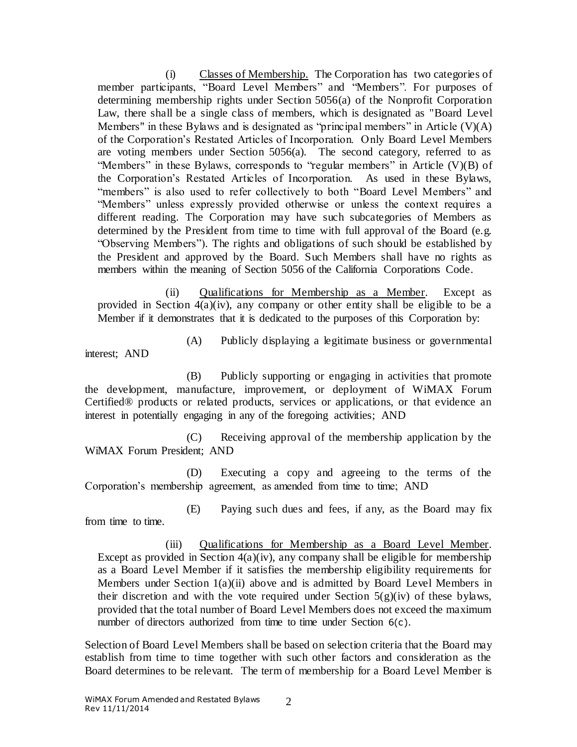(i) Classes of Membership. The Corporation has two categories of member participants, "Board Level Members" and "Members". For purposes of determining membership rights under Section 5056(a) of the Nonprofit Corporation Law, there shall be a single class of members, which is designated as "Board Level Members" in these Bylaws and is designated as "principal members" in Article (V)(A) of the Corporation's Restated Articles of Incorporation. Only Board Level Members are voting members under Section 5056(a). The second category, referred to as "Members" in these Bylaws, corresponds to "regular members" in Article (V)(B) of the Corporation's Restated Articles of Incorporation. As used in these Bylaws, "members" is also used to refer collectively to both "Board Level Members" and "Members" unless expressly provided otherwise or unless the context requires a different reading. The Corporation may have such subcategories of Members as determined by the President from time to time with full approval of the Board (e.g. "Observing Members"). The rights and obligations of such should be established by the President and approved by the Board. Such Members shall have no rights as members within the meaning of Section 5056 of the California Corporations Code.

(ii) Qualifications for Membership as a Member. Except as provided in Section 4(a)(iv), any company or other entity shall be eligible to be a Member if it demonstrates that it is dedicated to the purposes of this Corporation by:

(A) Publicly displaying a legitimate business or governmental interest; AND

(B) Publicly supporting or engaging in activities that promote the development, manufacture, improvement, or deployment of WiMAX Forum Certified® products or related products, services or applications, or that evidence an interest in potentially engaging in any of the foregoing activities; AND

(C) Receiving approval of the membership application by the WiMAX Forum President; AND

(D) Executing a copy and agreeing to the terms of the Corporation's membership agreement, as amended from time to time; AND

(E) Paying such dues and fees, if any, as the Board may fix from time to time.

(iii) Qualifications for Membership as a Board Level Member. Except as provided in Section 4(a)(iv), any company shall be eligible for membership as a Board Level Member if it satisfies the membership eligibility requirements for Members under Section 1(a)(ii) above and is admitted by Board Level Members in their discretion and with the vote required under Section 5(g)(iv) of these bylaws, provided that the total number of Board Level Members does not exceed the maximum number of directors authorized from time to time under Section 6(c).

Selection of Board Level Members shall be based on selection criteria that the Board may establish from time to time together with such other factors and consideration as the Board determines to be relevant. The term of membership for a Board Level Member is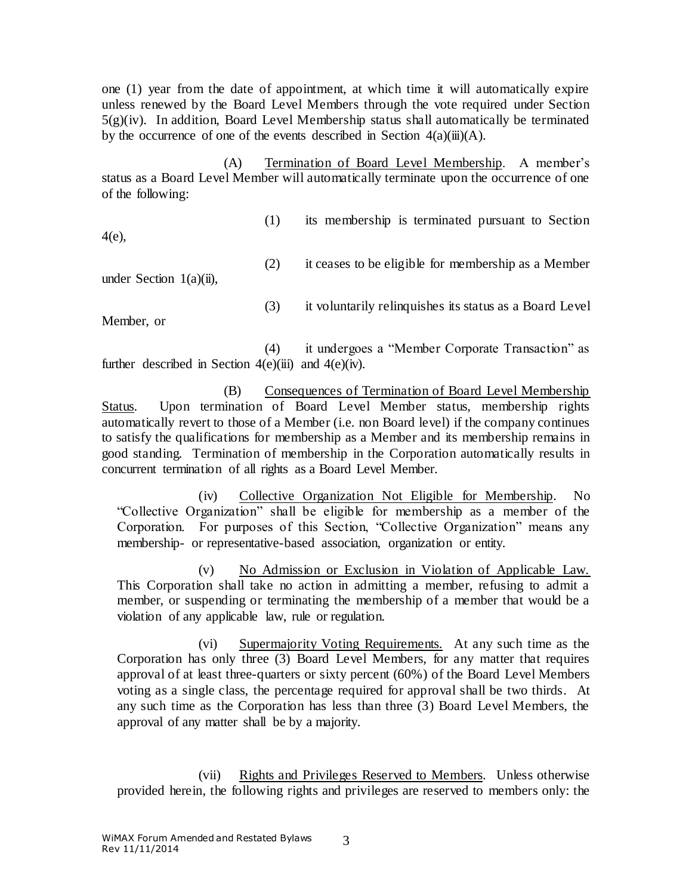one (1) year from the date of appointment, at which time it will automatically expire unless renewed by the Board Level Members through the vote required under Section 5(g)(iv). In addition, Board Level Membership status shall automatically be terminated by the occurrence of one of the events described in Section 4(a)(iii)(A).

(A) Termination of Board Level Membership. A member's status as a Board Level Member will automatically terminate upon the occurrence of one of the following:

(1) its membership is terminated pursuant to Section 4(e),

(2) it ceases to be eligible for membership as a Member under Section 1(a)(ii),

(3) it voluntarily relinquishes its status as a Board Level Member, or

(4) it undergoes a "Member Corporate Transaction" as further described in Section 4(e)(iii) and 4(e)(iv).

(B) Consequences of Termination of Board Level Membership Status. Upon termination of Board Level Member status, membership rights automatically revert to those of a Member (i.e. non Board level) if the company continues to satisfy the qualifications for membership as a Member and its membership remains in good standing. Termination of membership in the Corporation automatically results in concurrent termination of all rights as a Board Level Member.

(iv) Collective Organization Not Eligible for Membership. No "Collective Organization" shall be eligible for membership as a member of the Corporation. For purposes of this Section, "Collective Organization" means any membership- or representative-based association, organization or entity.

(v) No Admission or Exclusion in Violation of Applicable Law. This Corporation shall take no action in admitting a member, refusing to admit a member, or suspending or terminating the membership of a member that would be a violation of any applicable law, rule or regulation.

(vi) Supermajority Voting Requirements. At any such time as the Corporation has only three (3) Board Level Members, for any matter that requires approval of at least three-quarters or sixty percent (60%) of the Board Level Members voting as a single class, the percentage required for approval shall be two thirds. At any such time as the Corporation has less than three (3) Board Level Members, the approval of any matter shall be by a majority.

(vii) Rights and Privileges Reserved to Members. Unless otherwise provided herein, the following rights and privileges are reserved to members only: the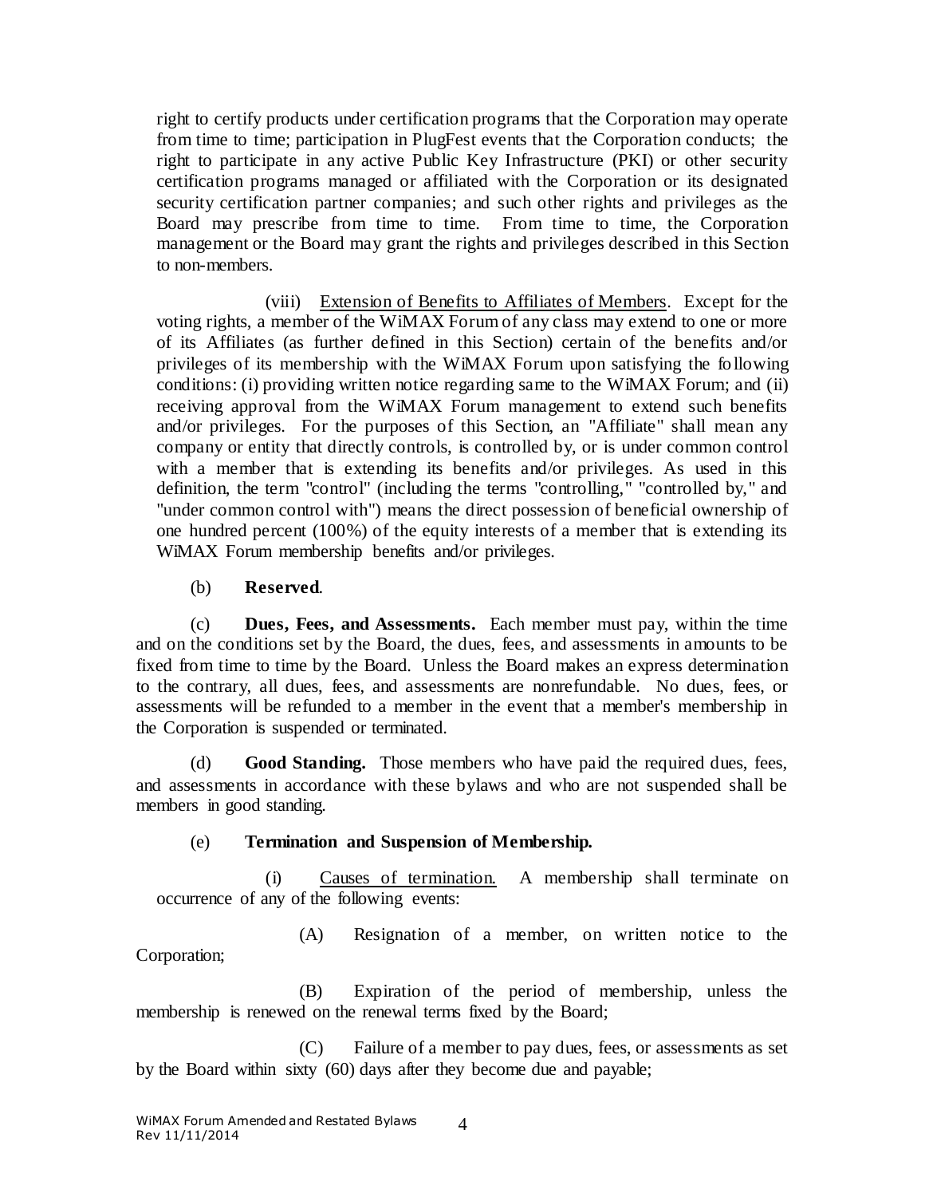right to certify products under certification programs that the Corporation may operate from time to time; participation in PlugFest events that the Corporation conducts; the right to participate in any active Public Key Infrastructure (PKI) or other security certification programs managed or affiliated with the Corporation or its designated security certification partner companies; and such other rights and privileges as the Board may prescribe from time to time. From time to time, the Corporation management or the Board may grant the rights and privileges described in this Section to non-members.

(viii) Extension of Benefits to Affiliates of Members. Except for the voting rights, a member of the WiMAX Forum of any class may extend to one or more of its Affiliates (as further defined in this Section) certain of the benefits and/or privileges of its membership with the WiMAX Forum upon satisfying the following conditions: (i) providing written notice regarding same to the WiMAX Forum; and (ii) receiving approval from the WiMAX Forum management to extend such benefits and/or privileges. For the purposes of this Section, an "Affiliate" shall mean any company or entity that directly controls, is controlled by, or is under common control with a member that is extending its benefits and/or privileges. As used in this definition, the term "control" (including the terms "controlling," "controlled by," and "under common control with") means the direct possession of beneficial ownership of one hundred percent (100%) of the equity interests of a member that is extending its WiMAX Forum membership benefits and/or privileges.

(b) **Reserved**.

(c) **Dues, Fees, and Assessments.** Each member must pay, within the time and on the conditions set by the Board, the dues, fees, and assessments in amounts to be fixed from time to time by the Board. Unless the Board makes an express determination to the contrary, all dues, fees, and assessments are nonrefundable. No dues, fees, or assessments will be refunded to a member in the event that a member's membership in the Corporation is suspended or terminated.

(d) **Good Standing.** Those members who have paid the required dues, fees, and assessments in accordance with these bylaws and who are not suspended shall be members in good standing.

(e) **Termination and Suspension of Membership.**

(i) Causes of termination. A membership shall terminate on occurrence of any of the following events:

(A) Resignation of a member, on written notice to the Corporation;

(B) Expiration of the period of membership, unless the membership is renewed on the renewal terms fixed by the Board;

(C) Failure of a member to pay dues, fees, or assessments as set by the Board within sixty (60) days after they become due and payable;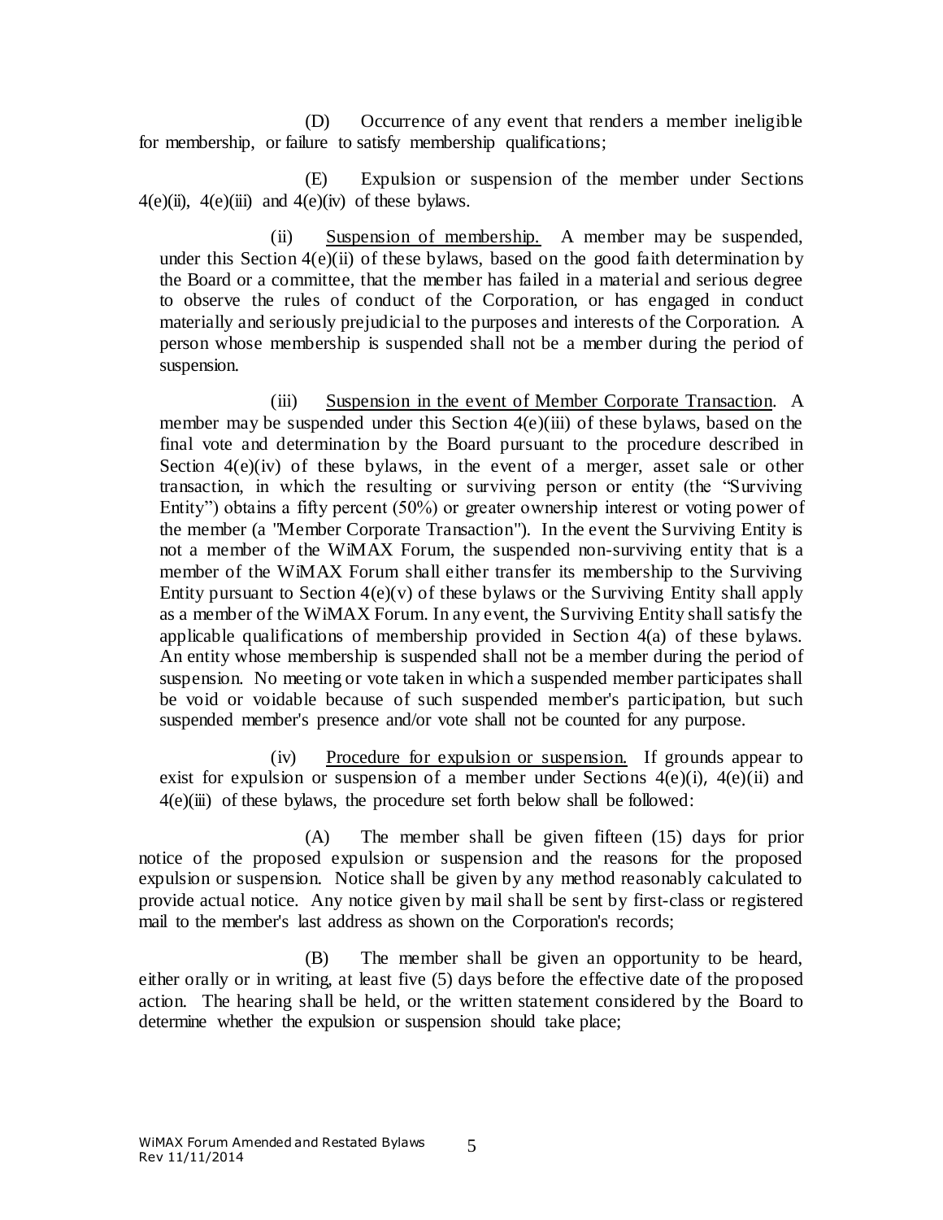(D) Occurrence of any event that renders a member ineligible for membership, or failure to satisfy membership qualifications;

(E) Expulsion or suspension of the member under Sections 4(e)(ii), 4(e)(iii) and 4(e)(iv) of these bylaws.

(ii) Suspension of membership. A member may be suspended, under this Section 4(e)(ii) of these bylaws, based on the good faith determination by the Board or a committee, that the member has failed in a material and serious degree to observe the rules of conduct of the Corporation, or has engaged in conduct materially and seriously prejudicial to the purposes and interests of the Corporation. A person whose membership is suspended shall not be a member during the period of suspension.

(iii) Suspension in the event of Member Corporate Transaction. A member may be suspended under this Section 4(e)(iii) of these bylaws, based on the final vote and determination by the Board pursuant to the procedure described in Section 4(e)(iv) of these bylaws, in the event of a merger, asset sale or other transaction, in which the resulting or surviving person or entity (the "Surviving Entity") obtains a fifty percent (50%) or greater ownership interest or voting power of the member (a "Member Corporate Transaction"). In the event the Surviving Entity is not a member of the WiMAX Forum, the suspended non-surviving entity that is a member of the WiMAX Forum shall either transfer its membership to the Surviving Entity pursuant to Section 4(e)(v) of these bylaws or the Surviving Entity shall apply as a member of the WiMAX Forum. In any event, the Surviving Entity shall satisfy the applicable qualifications of membership provided in Section 4(a) of these bylaws. An entity whose membership is suspended shall not be a member during the period of suspension. No meeting or vote taken in which a suspended member participates shall be void or voidable because of such suspended member's participation, but such suspended member's presence and/or vote shall not be counted for any purpose.

(iv) Procedure for expulsion or suspension. If grounds appear to exist for expulsion or suspension of a member under Sections 4(e)(i), 4(e)(ii) and 4(e)(iii) of these bylaws, the procedure set forth below shall be followed:

(A) The member shall be given fifteen (15) days for prior notice of the proposed expulsion or suspension and the reasons for the proposed expulsion or suspension. Notice shall be given by any method reasonably calculated to provide actual notice. Any notice given by mail shall be sent by first-class or registered mail to the member's last address as shown on the Corporation's records;

(B) The member shall be given an opportunity to be heard, either orally or in writing, at least five (5) days before the effective date of the proposed action. The hearing shall be held, or the written statement considered by the Board to determine whether the expulsion or suspension should take place;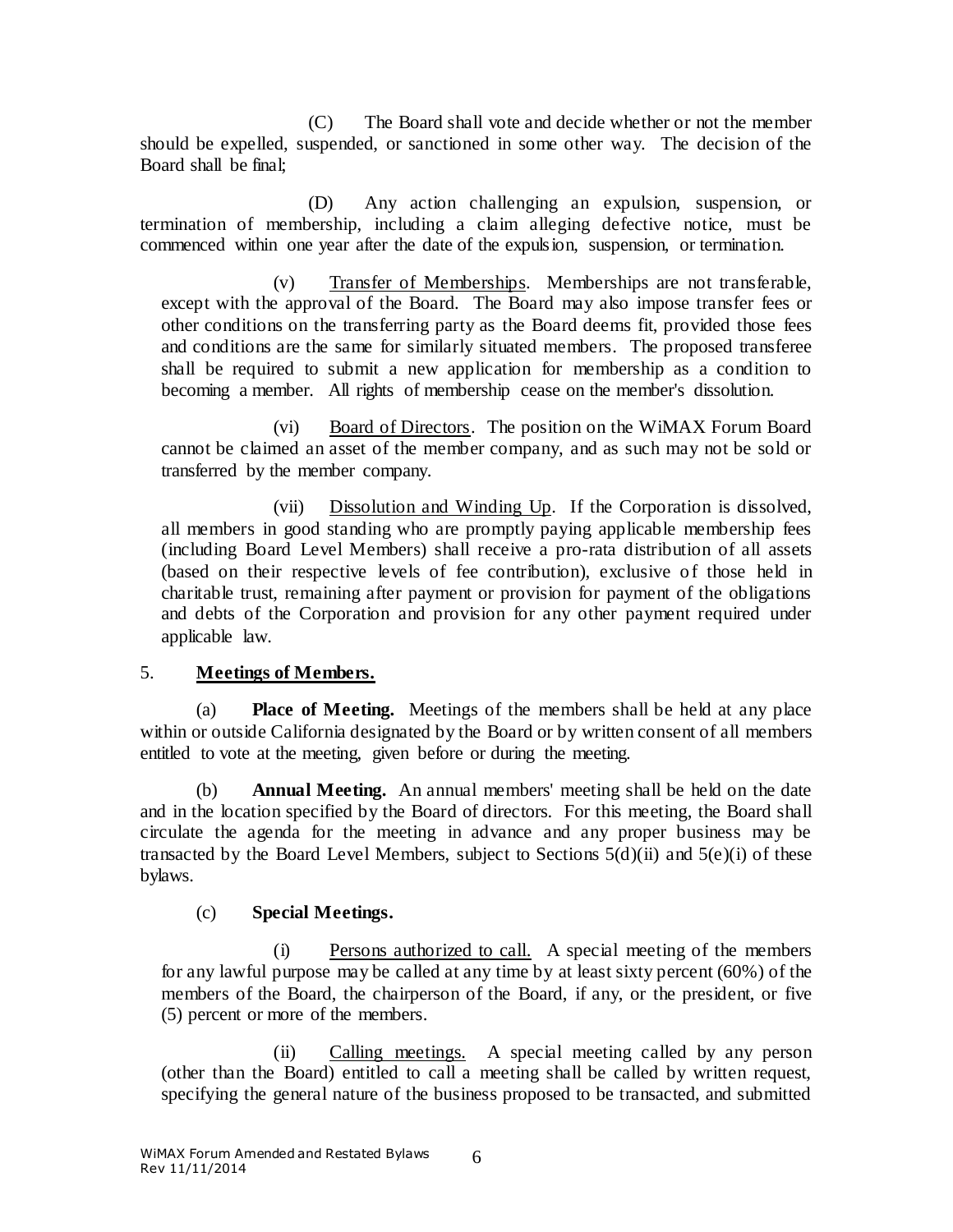(C) The Board shall vote and decide whether or not the member should be expelled, suspended, or sanctioned in some other way. The decision of the Board shall be final;

(D) Any action challenging an expulsion, suspension, or termination of membership, including a claim alleging defective notice, must be commenced within one year after the date of the expulsion, suspension, or termination.

(v) Transfer of Memberships. Memberships are not transferable, except with the approval of the Board. The Board may also impose transfer fees or other conditions on the transferring party as the Board deems fit, provided those fees and conditions are the same for similarly situated members. The proposed transferee shall be required to submit a new application for membership as a condition to becoming a member. All rights of membership cease on the member's dissolution.

(vi) Board of Directors. The position on the WiMAX Forum Board cannot be claimed an asset of the member company, and as such may not be sold or transferred by the member company.

(vii) Dissolution and Winding Up. If the Corporation is dissolved, all members in good standing who are promptly paying applicable membership fees (including Board Level Members) shall receive a pro-rata distribution of all assets (based on their respective levels of fee contribution), exclusive of those held in charitable trust, remaining after payment or provision for payment of the obligations and debts of the Corporation and provision for any other payment required under applicable law.

5. **Meetings of Members.**

(a) **Place of Meeting.** Meetings of the members shall be held at any place within or outside California designated by the Board or by written consent of all members entitled to vote at the meeting, given before or during the meeting.

(b) **Annual Meeting.** An annual members' meeting shall be held on the date and in the location specified by the Board of directors. For this meeting, the Board shall circulate the agenda for the meeting in advance and any proper business may be transacted by the Board Level Members, subject to Sections 5(d)(ii) and 5(e)(i) of these bylaws.

(c) **Special Meetings.**

(i) Persons authorized to call. A special meeting of the members for any lawful purpose may be called at any time by at least sixty percent (60%) of the members of the Board, the chairperson of the Board, if any, or the president, or five (5) percent or more of the members.

(ii) Calling meetings. A special meeting called by any person (other than the Board) entitled to call a meeting shall be called by written request, specifying the general nature of the business proposed to be transacted, and submitted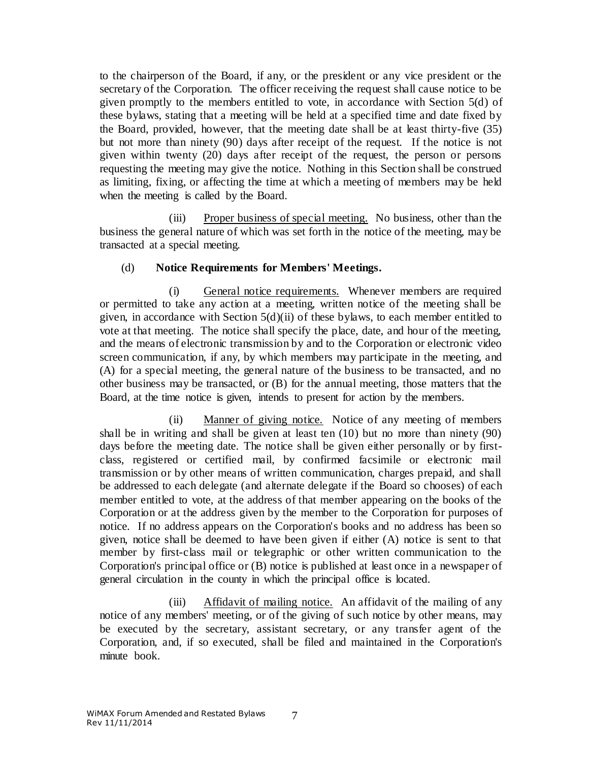to the chairperson of the Board, if any, or the president or any vice president or the secretary of the Corporation. The officer receiving the request shall cause notice to be given promptly to the members entitled to vote, in accordance with Section 5(d) of these bylaws, stating that a meeting will be held at a specified time and date fixed by the Board, provided, however, that the meeting date shall be at least thirty-five (35) but not more than ninety (90) days after receipt of the request. If the notice is not given within twenty (20) days after receipt of the request, the person or persons requesting the meeting may give the notice. Nothing in this Section shall be construed as limiting, fixing, or affecting the time at which a meeting of members may be held when the meeting is called by the Board.

(iii) Proper business of special meeting. No business, other than the business the general nature of which was set forth in the notice of the meeting, may be transacted at a special meeting.

(d) **Notice Requirements for Members' Meetings.**

(i) General notice requirements. Whenever members are required or permitted to take any action at a meeting, written notice of the meeting shall be given, in accordance with Section 5(d)(ii) of these bylaws, to each member entitled to vote at that meeting. The notice shall specify the place, date, and hour of the meeting, and the means of electronic transmission by and to the Corporation or electronic video screen communication, if any, by which members may participate in the meeting, and (A) for a special meeting, the general nature of the business to be transacted, and no other business may be transacted, or (B) for the annual meeting, those matters that the Board, at the time notice is given, intends to present for action by the members.

(ii) Manner of giving notice. Notice of any meeting of members shall be in writing and shall be given at least ten (10) but no more than ninety (90) days before the meeting date. The notice shall be given either personally or by first-class, registered or certified mail, by confirmed facsimile or electronic mail transmission or by other means of written communication, charges prepaid, and shall be addressed to each delegate (and alternate delegate if the Board so chooses) of each member entitled to vote, at the address of that member appearing on the books of the Corporation or at the address given by the member to the Corporation for purposes of notice. If no address appears on the Corporation's books and no address has been so given, notice shall be deemed to have been given if either (A) notice is sent to that member by first-class mail or telegraphic or other written communication to the Corporation's principal office or (B) notice is published at least once in a newspaper of general circulation in the county in which the principal office is located.

(iii) Affidavit of mailing notice. An affidavit of the mailing of any notice of any members' meeting, or of the giving of such notice by other means, may be executed by the secretary, assistant secretary, or any transfer agent of the Corporation, and, if so executed, shall be filed and maintained in the Corporation's minute book.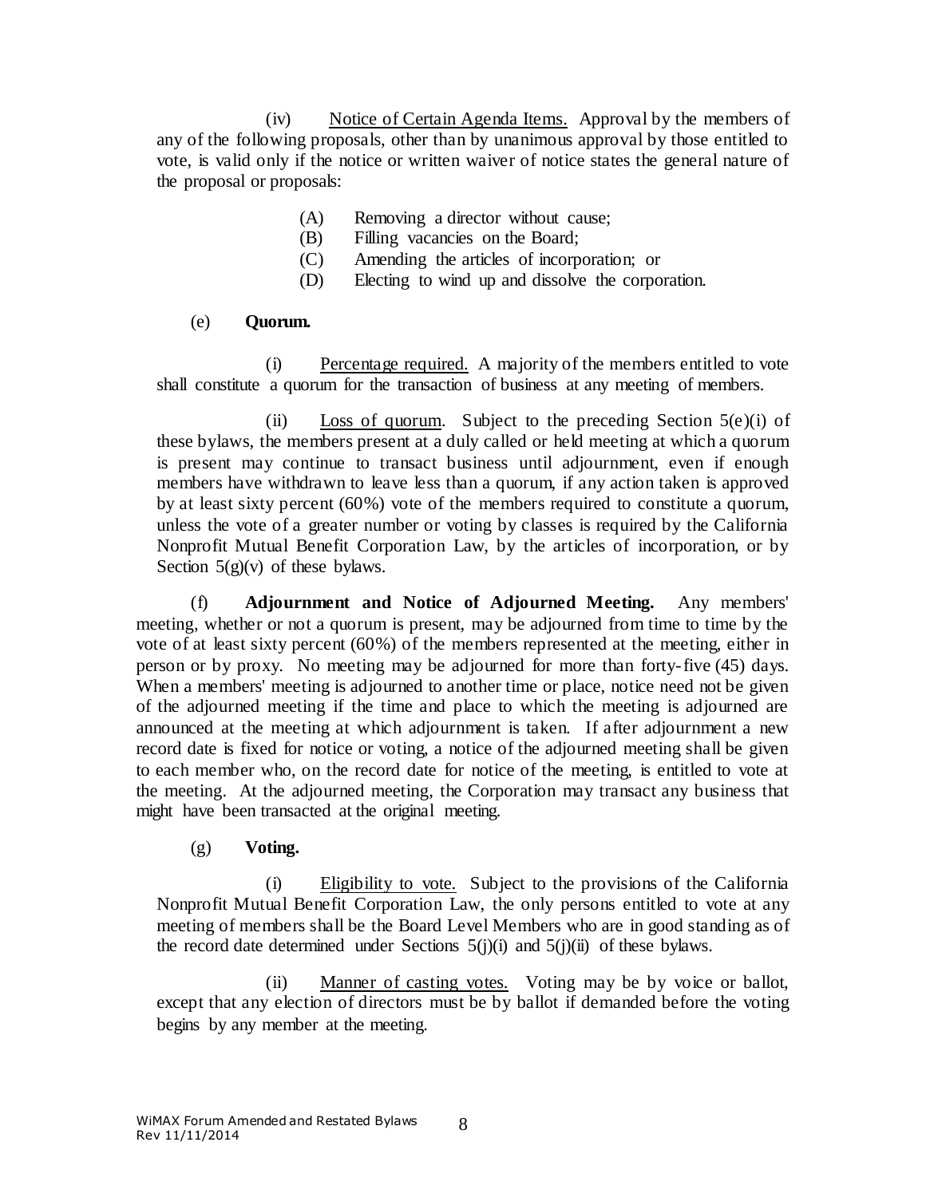(iv) Notice of Certain Agenda Items. Approval by the members of any of the following proposals, other than by unanimous approval by those entitled to vote, is valid only if the notice or written waiver of notice states the general nature of the proposal or proposals:

(A) Removing a director without cause;
(B) Filling vacancies on the Board;
(C) Amending the articles of incorporation; or
(D) Electing to wind up and dissolve the corporation.

(e) **Quorum.**

(i) Percentage required. A majority of the members entitled to vote shall constitute a quorum for the transaction of business at any meeting of members.

(ii) Loss of quorum. Subject to the preceding Section 5(e)(i) of these bylaws, the members present at a duly called or held meeting at which a quorum is present may continue to transact business until adjournment, even if enough members have withdrawn to leave less than a quorum, if any action taken is approved by at least sixty percent (60%) vote of the members required to constitute a quorum, unless the vote of a greater number or voting by classes is required by the California Nonprofit Mutual Benefit Corporation Law, by the articles of incorporation, or by Section 5(g)(v) of these bylaws.

(f) **Adjournment and Notice of Adjourned Meeting.** Any members' meeting, whether or not a quorum is present, may be adjourned from time to time by the vote of at least sixty percent (60%) of the members represented at the meeting, either in person or by proxy. No meeting may be adjourned for more than forty-five (45) days. When a members' meeting is adjourned to another time or place, notice need not be given of the adjourned meeting if the time and place to which the meeting is adjourned are announced at the meeting at which adjournment is taken. If after adjournment a new record date is fixed for notice or voting, a notice of the adjourned meeting shall be given to each member who, on the record date for notice of the meeting, is entitled to vote at the meeting. At the adjourned meeting, the Corporation may transact any business that might have been transacted at the original meeting.

(g) **Voting.**

(i) Eligibility to vote. Subject to the provisions of the California Nonprofit Mutual Benefit Corporation Law, the only persons entitled to vote at any meeting of members shall be the Board Level Members who are in good standing as of the record date determined under Sections 5(j)(i) and 5(j)(ii) of these bylaws.

(ii) Manner of casting votes. Voting may be by voice or ballot, except that any election of directors must be by ballot if demanded before the voting begins by any member at the meeting.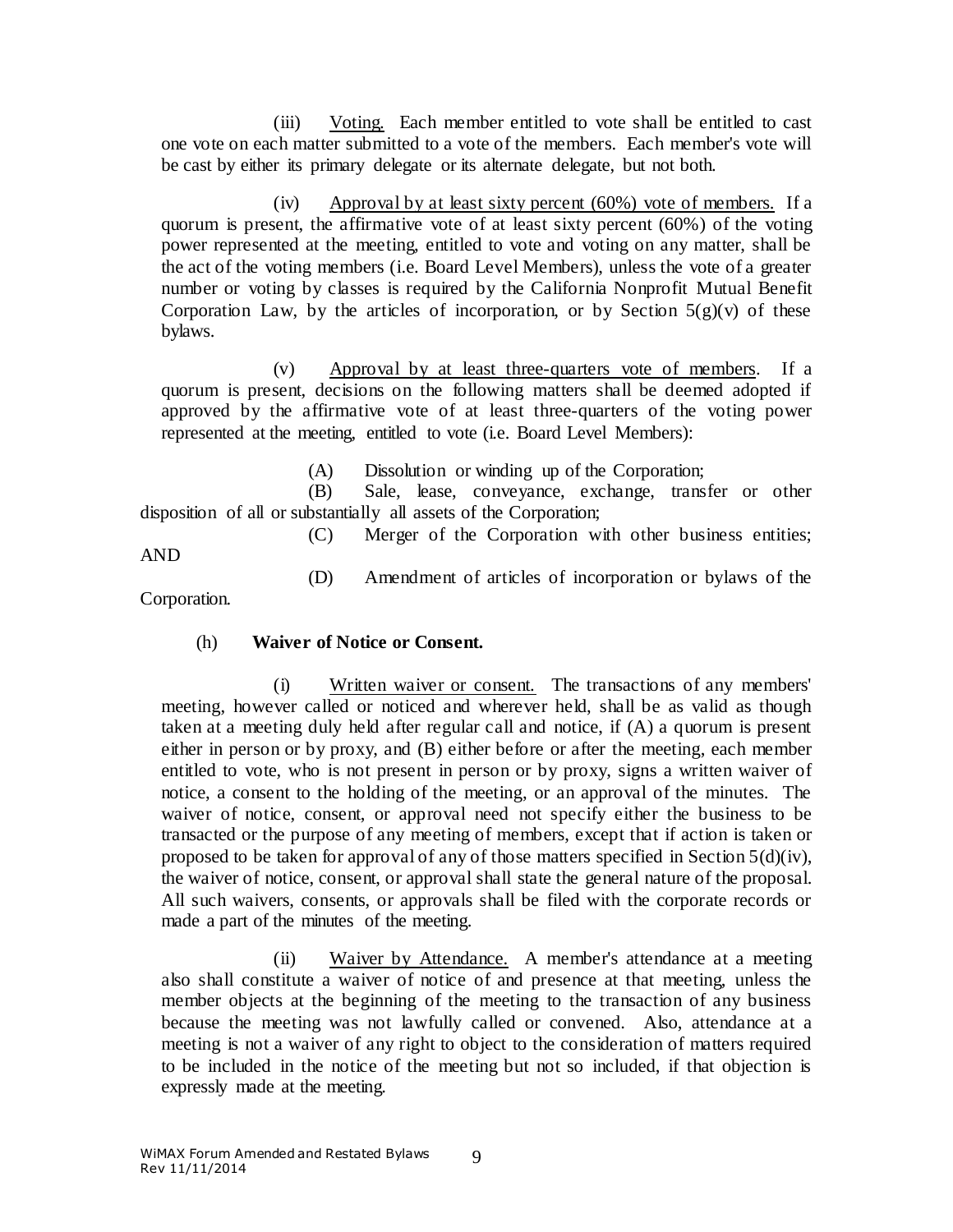(iii) Voting. Each member entitled to vote shall be entitled to cast one vote on each matter submitted to a vote of the members. Each member's vote will be cast by either its primary delegate or its alternate delegate, but not both.

(iv) Approval by at least sixty percent (60%) vote of members. If a quorum is present, the affirmative vote of at least sixty percent (60%) of the voting power represented at the meeting, entitled to vote and voting on any matter, shall be the act of the voting members (i.e. Board Level Members), unless the vote of a greater number or voting by classes is required by the California Nonprofit Mutual Benefit Corporation Law, by the articles of incorporation, or by Section 5(g)(v) of these bylaws.

(v) Approval by at least three-quarters vote of members. If a quorum is present, decisions on the following matters shall be deemed adopted if approved by the affirmative vote of at least three-quarters of the voting power represented at the meeting, entitled to vote (i.e. Board Level Members):

(A) Dissolution or winding up of the Corporation;

(B) Sale, lease, conveyance, exchange, transfer or other disposition of all or substantially all assets of the Corporation;

(C) Merger of the Corporation with other business entities; AND

(D) Amendment of articles of incorporation or bylaws of the Corporation.

(h) **Waiver of Notice or Consent.**

(i) Written waiver or consent. The transactions of any members' meeting, however called or noticed and wherever held, shall be as valid as though taken at a meeting duly held after regular call and notice, if (A) a quorum is present either in person or by proxy, and (B) either before or after the meeting, each member entitled to vote, who is not present in person or by proxy, signs a written waiver of notice, a consent to the holding of the meeting, or an approval of the minutes. The waiver of notice, consent, or approval need not specify either the business to be transacted or the purpose of any meeting of members, except that if action is taken or proposed to be taken for approval of any of those matters specified in Section 5(d)(iv), the waiver of notice, consent, or approval shall state the general nature of the proposal. All such waivers, consents, or approvals shall be filed with the corporate records or made a part of the minutes of the meeting.

(ii) Waiver by Attendance. A member's attendance at a meeting also shall constitute a waiver of notice of and presence at that meeting, unless the member objects at the beginning of the meeting to the transaction of any business because the meeting was not lawfully called or convened. Also, attendance at a meeting is not a waiver of any right to object to the consideration of matters required to be included in the notice of the meeting but not so included, if that objection is expressly made at the meeting.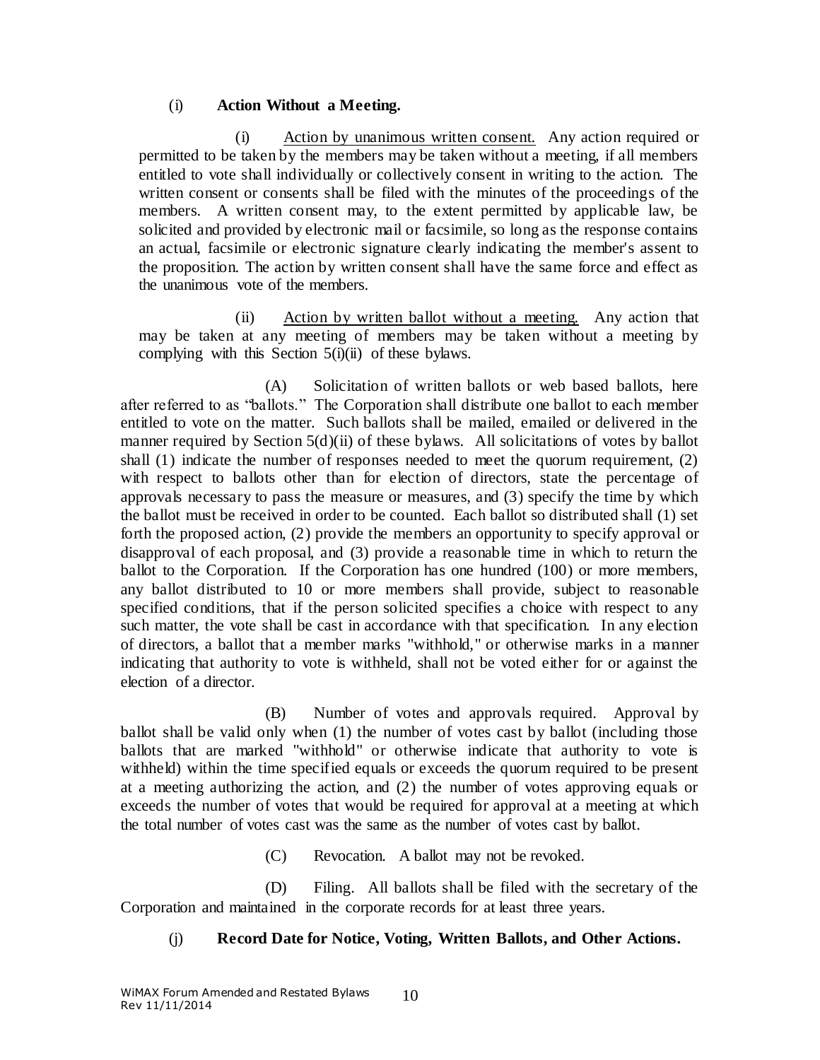(i) **Action Without a Meeting.**

(i) Action by unanimous written consent. Any action required or permitted to be taken by the members may be taken without a meeting, if all members entitled to vote shall individually or collectively consent in writing to the action. The written consent or consents shall be filed with the minutes of the proceedings of the members. A written consent may, to the extent permitted by applicable law, be solicited and provided by electronic mail or facsimile, so long as the response contains an actual, facsimile or electronic signature clearly indicating the member's assent to the proposition. The action by written consent shall have the same force and effect as the unanimous vote of the members.

(ii) Action by written ballot without a meeting. Any action that may be taken at any meeting of members may be taken without a meeting by complying with this Section 5(i)(ii) of these bylaws.

(A) Solicitation of written ballots or web based ballots, here after referred to as "ballots." The Corporation shall distribute one ballot to each member entitled to vote on the matter. Such ballots shall be mailed, emailed or delivered in the manner required by Section 5(d)(ii) of these bylaws. All solicitations of votes by ballot shall (1) indicate the number of responses needed to meet the quorum requirement, (2) with respect to ballots other than for election of directors, state the percentage of approvals necessary to pass the measure or measures, and (3) specify the time by which the ballot must be received in order to be counted. Each ballot so distributed shall (1) set forth the proposed action, (2) provide the members an opportunity to specify approval or disapproval of each proposal, and (3) provide a reasonable time in which to return the ballot to the Corporation. If the Corporation has one hundred (100) or more members, any ballot distributed to 10 or more members shall provide, subject to reasonable specified conditions, that if the person solicited specifies a choice with respect to any such matter, the vote shall be cast in accordance with that specification. In any election of directors, a ballot that a member marks "withhold," or otherwise marks in a manner indicating that authority to vote is withheld, shall not be voted either for or against the election of a director.

(B) Number of votes and approvals required. Approval by ballot shall be valid only when (1) the number of votes cast by ballot (including those ballots that are marked "withhold" or otherwise indicate that authority to vote is withheld) within the time specified equals or exceeds the quorum required to be present at a meeting authorizing the action, and (2) the number of votes approving equals or exceeds the number of votes that would be required for approval at a meeting at which the total number of votes cast was the same as the number of votes cast by ballot.

(C) Revocation. A ballot may not be revoked.

(D) Filing. All ballots shall be filed with the secretary of the Corporation and maintained in the corporate records for at least three years.

(j) **Record Date for Notice, Voting, Written Ballots, and Other Actions.**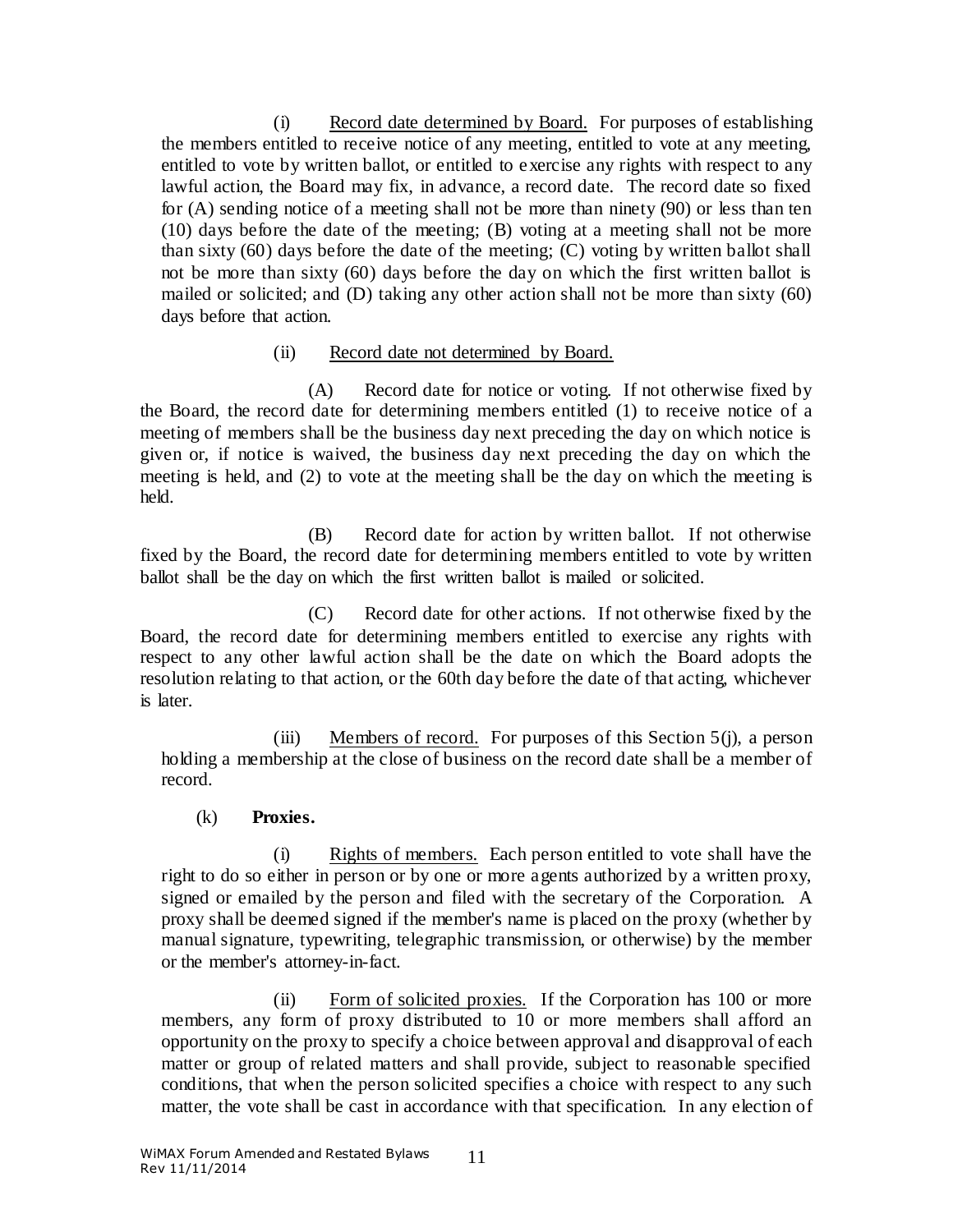(i) Record date determined by Board. For purposes of establishing the members entitled to receive notice of any meeting, entitled to vote at any meeting, entitled to vote by written ballot, or entitled to exercise any rights with respect to any lawful action, the Board may fix, in advance, a record date. The record date so fixed for (A) sending notice of a meeting shall not be more than ninety (90) or less than ten (10) days before the date of the meeting; (B) voting at a meeting shall not be more than sixty (60) days before the date of the meeting; (C) voting by written ballot shall not be more than sixty (60) days before the day on which the first written ballot is mailed or solicited; and (D) taking any other action shall not be more than sixty (60) days before that action.

(ii) Record date not determined by Board.

(A) Record date for notice or voting. If not otherwise fixed by the Board, the record date for determining members entitled (1) to receive notice of a meeting of members shall be the business day next preceding the day on which notice is given or, if notice is waived, the business day next preceding the day on which the meeting is held, and (2) to vote at the meeting shall be the day on which the meeting is held.

(B) Record date for action by written ballot. If not otherwise fixed by the Board, the record date for determining members entitled to vote by written ballot shall be the day on which the first written ballot is mailed or solicited.

(C) Record date for other actions. If not otherwise fixed by the Board, the record date for determining members entitled to exercise any rights with respect to any other lawful action shall be the date on which the Board adopts the resolution relating to that action, or the 60th day before the date of that acting, whichever is later.

(iii) Members of record. For purposes of this Section 5(j), a person holding a membership at the close of business on the record date shall be a member of record.

(k) **Proxies.**

(i) Rights of members. Each person entitled to vote shall have the right to do so either in person or by one or more agents authorized by a written proxy, signed or emailed by the person and filed with the secretary of the Corporation. A proxy shall be deemed signed if the member's name is placed on the proxy (whether by manual signature, typewriting, telegraphic transmission, or otherwise) by the member or the member's attorney-in-fact.

(ii) Form of solicited proxies. If the Corporation has 100 or more members, any form of proxy distributed to 10 or more members shall afford an opportunity on the proxy to specify a choice between approval and disapproval of each matter or group of related matters and shall provide, subject to reasonable specified conditions, that when the person solicited specifies a choice with respect to any such matter, the vote shall be cast in accordance with that specification. In any election of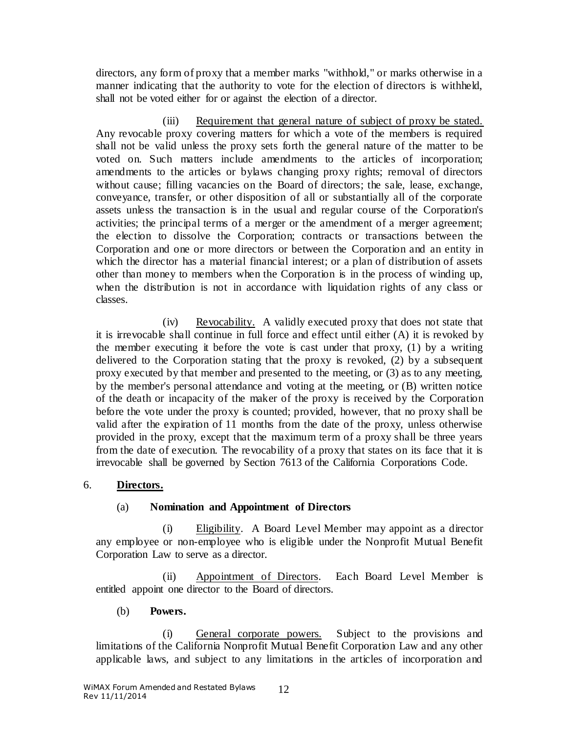directors, any form of proxy that a member marks "withhold," or marks otherwise in a manner indicating that the authority to vote for the election of directors is withheld, shall not be voted either for or against the election of a director.

(iii) Requirement that general nature of subject of proxy be stated. Any revocable proxy covering matters for which a vote of the members is required shall not be valid unless the proxy sets forth the general nature of the matter to be voted on. Such matters include amendments to the articles of incorporation; amendments to the articles or bylaws changing proxy rights; removal of directors without cause; filling vacancies on the Board of directors; the sale, lease, exchange, conveyance, transfer, or other disposition of all or substantially all of the corporate assets unless the transaction is in the usual and regular course of the Corporation's activities; the principal terms of a merger or the amendment of a merger agreement; the election to dissolve the Corporation; contracts or transactions between the Corporation and one or more directors or between the Corporation and an entity in which the director has a material financial interest; or a plan of distribution of assets other than money to members when the Corporation is in the process of winding up, when the distribution is not in accordance with liquidation rights of any class or classes.

(iv) Revocability. A validly executed proxy that does not state that it is irrevocable shall continue in full force and effect until either (A) it is revoked by the member executing it before the vote is cast under that proxy, (1) by a writing delivered to the Corporation stating that the proxy is revoked, (2) by a subsequent proxy executed by that member and presented to the meeting, or (3) as to any meeting, by the member's personal attendance and voting at the meeting, or (B) written notice of the death or incapacity of the maker of the proxy is received by the Corporation before the vote under the proxy is counted; provided, however, that no proxy shall be valid after the expiration of 11 months from the date of the proxy, unless otherwise provided in the proxy, except that the maximum term of a proxy shall be three years from the date of execution. The revocability of a proxy that states on its face that it is irrevocable shall be governed by Section 7613 of the California Corporations Code.

6. **Directors.**

(a) **Nomination and Appointment of Directors**

(i) Eligibility. A Board Level Member may appoint as a director any employee or non-employee who is eligible under the Nonprofit Mutual Benefit Corporation Law to serve as a director.

(ii) Appointment of Directors. Each Board Level Member is entitled appoint one director to the Board of directors.

(b) **Powers.**

(i) General corporate powers. Subject to the provisions and limitations of the California Nonprofit Mutual Benefit Corporation Law and any other applicable laws, and subject to any limitations in the articles of incorporation and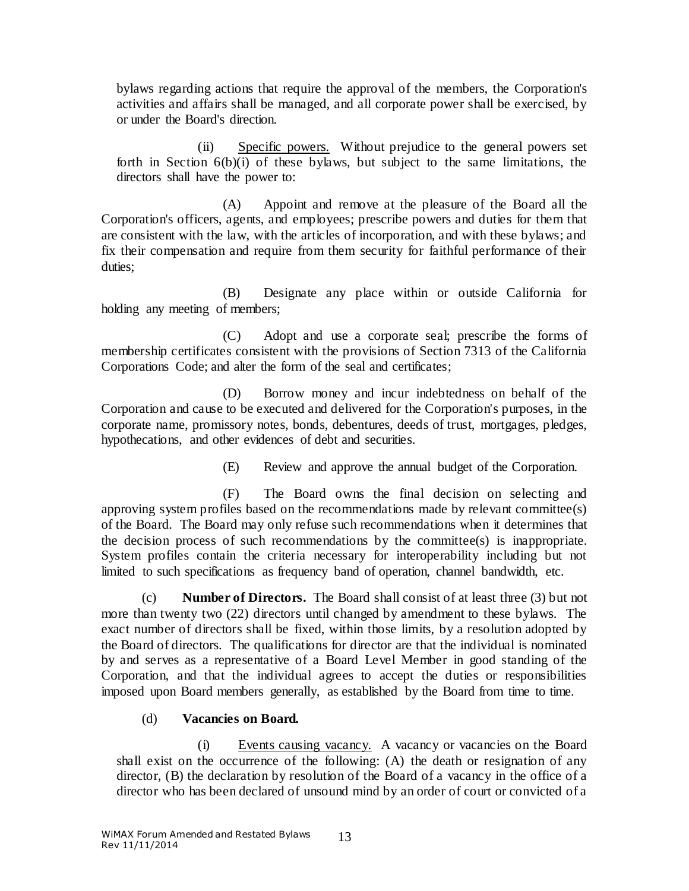bylaws regarding actions that require the approval of the members, the Corporation's activities and affairs shall be managed, and all corporate power shall be exercised, by or under the Board's direction.

(ii) Specific powers. Without prejudice to the general powers set forth in Section 6(b)(i) of these bylaws, but subject to the same limitations, the directors shall have the power to:

(A) Appoint and remove at the pleasure of the Board all the Corporation's officers, agents, and employees; prescribe powers and duties for them that are consistent with the law, with the articles of incorporation, and with these bylaws; and fix their compensation and require from them security for faithful performance of their duties;

(B) Designate any place within or outside California for holding any meeting of members;

(C) Adopt and use a corporate seal; prescribe the forms of membership certificates consistent with the provisions of Section 7313 of the California Corporations Code; and alter the form of the seal and certificates;

(D) Borrow money and incur indebtedness on behalf of the Corporation and cause to be executed and delivered for the Corporation's purposes, in the corporate name, promissory notes, bonds, debentures, deeds of trust, mortgages, pledges, hypothecations, and other evidences of debt and securities.

(E) Review and approve the annual budget of the Corporation.

(F) The Board owns the final decision on selecting and approving system profiles based on the recommendations made by relevant committee(s) of the Board. The Board may only refuse such recommendations when it determines that the decision process of such recommendations by the committee(s) is inappropriate. System profiles contain the criteria necessary for interoperability including but not limited to such specifications as frequency band of operation, channel bandwidth, etc.

(c) **Number of Directors.** The Board shall consist of at least three (3) but not more than twenty two (22) directors until changed by amendment to these bylaws. The exact number of directors shall be fixed, within those limits, by a resolution adopted by the Board of directors. The qualifications for director are that the individual is nominated by and serves as a representative of a Board Level Member in good standing of the Corporation, and that the individual agrees to accept the duties or responsibilities imposed upon Board members generally, as established by the Board from time to time.

(d) **Vacancies on Board.**

(i) Events causing vacancy. A vacancy or vacancies on the Board shall exist on the occurrence of the following: (A) the death or resignation of any director, (B) the declaration by resolution of the Board of a vacancy in the office of a director who has been declared of unsound mind by an order of court or convicted of a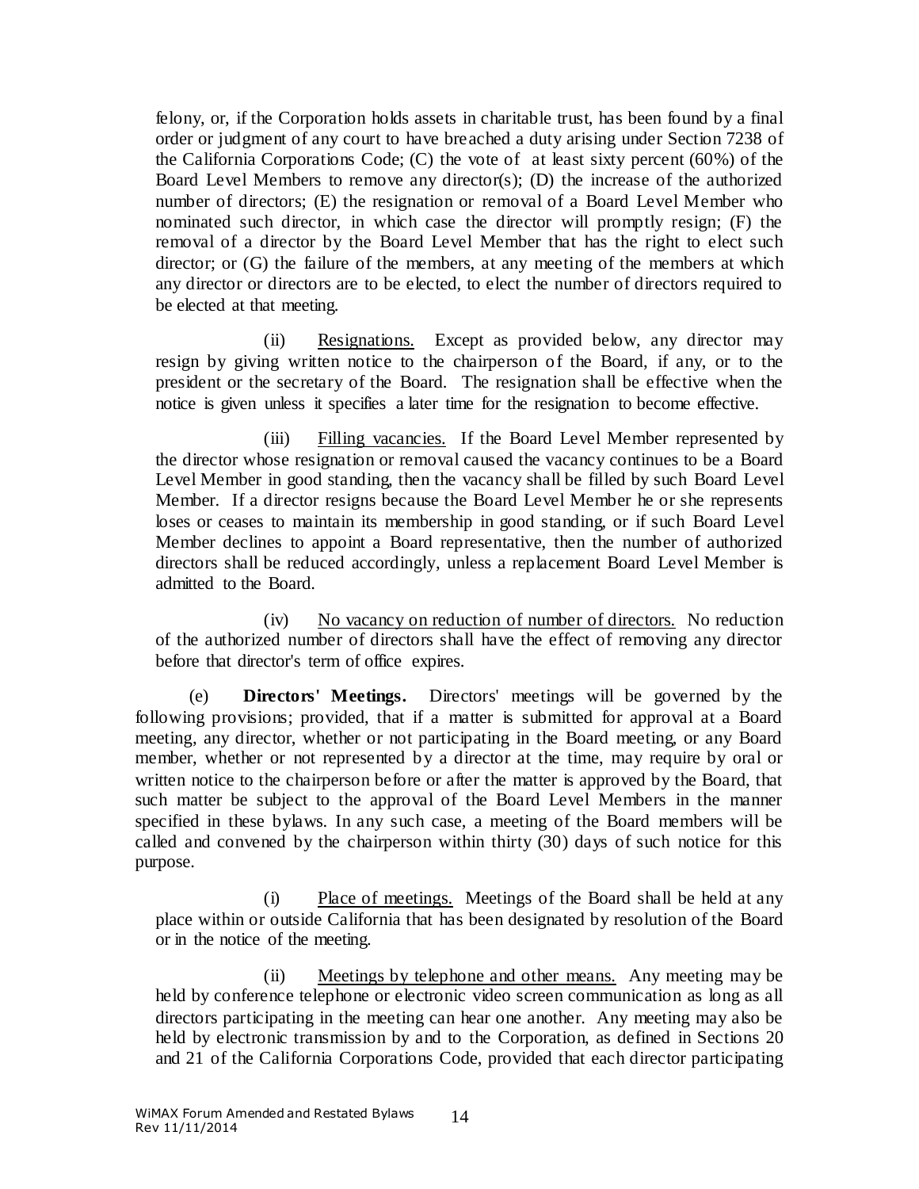felony, or, if the Corporation holds assets in charitable trust, has been found by a final order or judgment of any court to have breached a duty arising under Section 7238 of the California Corporations Code; (C) the vote of at least sixty percent (60%) of the Board Level Members to remove any director(s); (D) the increase of the authorized number of directors; (E) the resignation or removal of a Board Level Member who nominated such director, in which case the director will promptly resign; (F) the removal of a director by the Board Level Member that has the right to elect such director; or (G) the failure of the members, at any meeting of the members at which any director or directors are to be elected, to elect the number of directors required to be elected at that meeting.

(ii) Resignations. Except as provided below, any director may resign by giving written notice to the chairperson of the Board, if any, or to the president or the secretary of the Board. The resignation shall be effective when the notice is given unless it specifies a later time for the resignation to become effective.

(iii) Filling vacancies. If the Board Level Member represented by the director whose resignation or removal caused the vacancy continues to be a Board Level Member in good standing, then the vacancy shall be filled by such Board Level Member. If a director resigns because the Board Level Member he or she represents loses or ceases to maintain its membership in good standing, or if such Board Level Member declines to appoint a Board representative, then the number of authorized directors shall be reduced accordingly, unless a replacement Board Level Member is admitted to the Board.

(iv) No vacancy on reduction of number of directors. No reduction of the authorized number of directors shall have the effect of removing any director before that director's term of office expires.

(e) **Directors' Meetings.** Directors' meetings will be governed by the following provisions; provided, that if a matter is submitted for approval at a Board meeting, any director, whether or not participating in the Board meeting, or any Board member, whether or not represented by a director at the time, may require by oral or written notice to the chairperson before or after the matter is approved by the Board, that such matter be subject to the approval of the Board Level Members in the manner specified in these bylaws. In any such case, a meeting of the Board members will be called and convened by the chairperson within thirty (30) days of such notice for this purpose.

(i) Place of meetings. Meetings of the Board shall be held at any place within or outside California that has been designated by resolution of the Board or in the notice of the meeting.

(ii) Meetings by telephone and other means. Any meeting may be held by conference telephone or electronic video screen communication as long as all directors participating in the meeting can hear one another. Any meeting may also be held by electronic transmission by and to the Corporation, as defined in Sections 20 and 21 of the California Corporations Code, provided that each director participating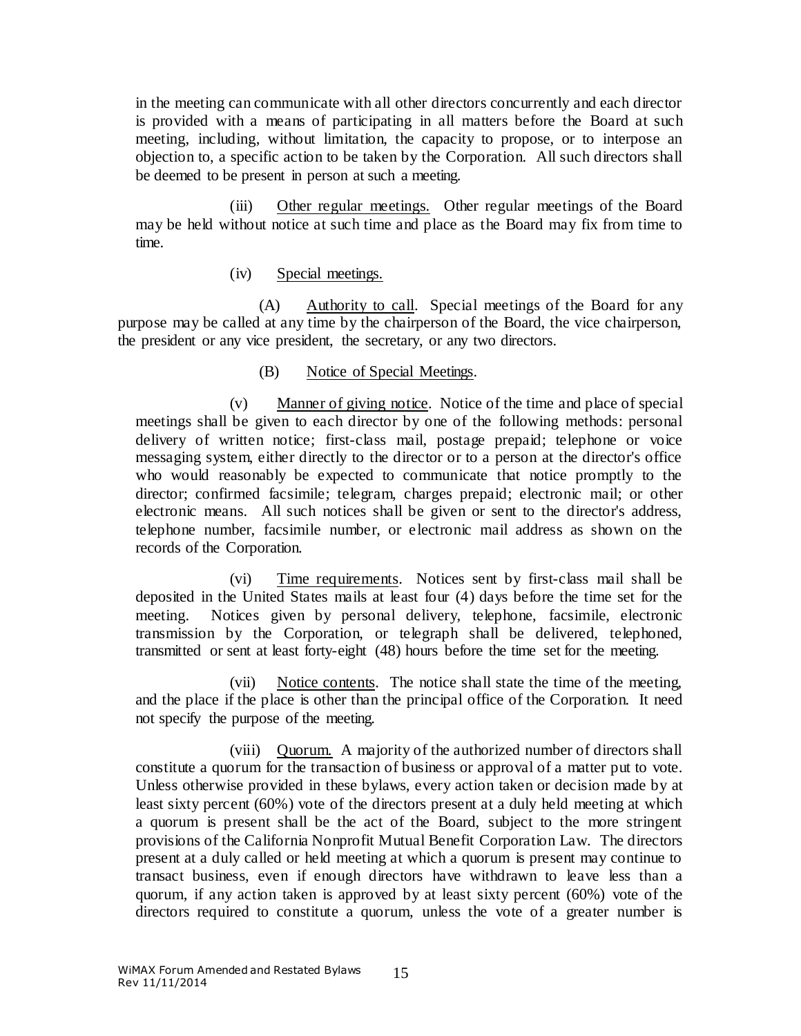in the meeting can communicate with all other directors concurrently and each director is provided with a means of participating in all matters before the Board at such meeting, including, without limitation, the capacity to propose, or to interpose an objection to, a specific action to be taken by the Corporation. All such directors shall be deemed to be present in person at such a meeting.

(iii) Other regular meetings. Other regular meetings of the Board may be held without notice at such time and place as the Board may fix from time to time.

(iv) Special meetings.

(A) Authority to call. Special meetings of the Board for any purpose may be called at any time by the chairperson of the Board, the vice chairperson, the president or any vice president, the secretary, or any two directors.

(B) Notice of Special Meetings.

(v) Manner of giving notice. Notice of the time and place of special meetings shall be given to each director by one of the following methods: personal delivery of written notice; first-class mail, postage prepaid; telephone or voice messaging system, either directly to the director or to a person at the director's office who would reasonably be expected to communicate that notice promptly to the director; confirmed facsimile; telegram, charges prepaid; electronic mail; or other electronic means. All such notices shall be given or sent to the director's address, telephone number, facsimile number, or electronic mail address as shown on the records of the Corporation.

(vi) Time requirements. Notices sent by first-class mail shall be deposited in the United States mails at least four (4) days before the time set for the meeting. Notices given by personal delivery, telephone, facsimile, electronic transmission by the Corporation, or telegraph shall be delivered, telephoned, transmitted or sent at least forty-eight (48) hours before the time set for the meeting.

(vii) Notice contents. The notice shall state the time of the meeting, and the place if the place is other than the principal office of the Corporation. It need not specify the purpose of the meeting.

(viii) Quorum. A majority of the authorized number of directors shall constitute a quorum for the transaction of business or approval of a matter put to vote. Unless otherwise provided in these bylaws, every action taken or decision made by at least sixty percent (60%) vote of the directors present at a duly held meeting at which a quorum is present shall be the act of the Board, subject to the more stringent provisions of the California Nonprofit Mutual Benefit Corporation Law. The directors present at a duly called or held meeting at which a quorum is present may continue to transact business, even if enough directors have withdrawn to leave less than a quorum, if any action taken is approved by at least sixty percent (60%) vote of the directors required to constitute a quorum, unless the vote of a greater number is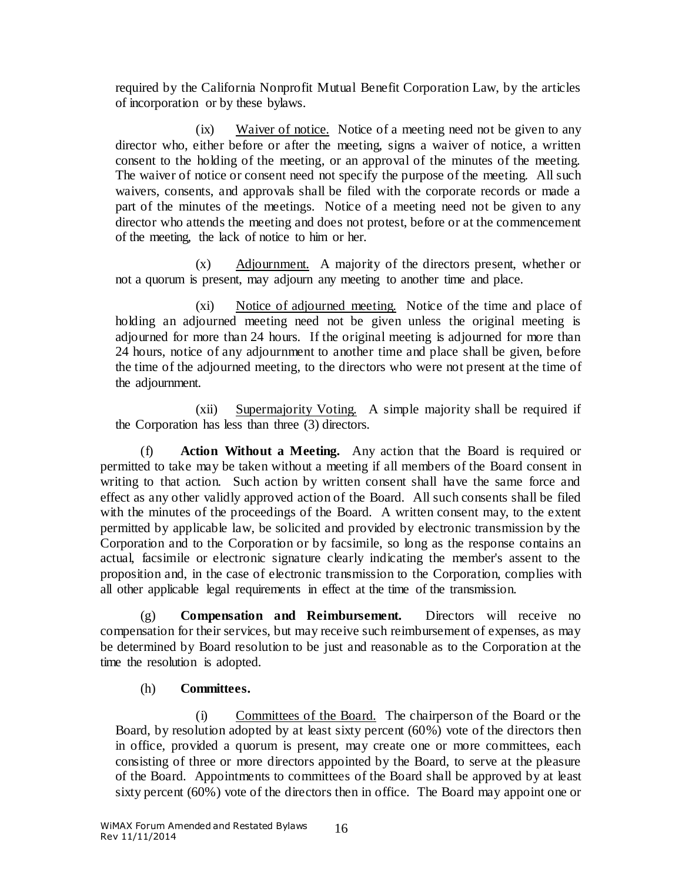required by the California Nonprofit Mutual Benefit Corporation Law, by the articles of incorporation or by these bylaws.

(ix) Waiver of notice. Notice of a meeting need not be given to any director who, either before or after the meeting, signs a waiver of notice, a written consent to the holding of the meeting, or an approval of the minutes of the meeting. The waiver of notice or consent need not specify the purpose of the meeting. All such waivers, consents, and approvals shall be filed with the corporate records or made a part of the minutes of the meetings. Notice of a meeting need not be given to any director who attends the meeting and does not protest, before or at the commencement of the meeting, the lack of notice to him or her.

(x) Adjournment. A majority of the directors present, whether or not a quorum is present, may adjourn any meeting to another time and place.

(xi) Notice of adjourned meeting. Notice of the time and place of holding an adjourned meeting need not be given unless the original meeting is adjourned for more than 24 hours. If the original meeting is adjourned for more than 24 hours, notice of any adjournment to another time and place shall be given, before the time of the adjourned meeting, to the directors who were not present at the time of the adjournment.

(xii) Supermajority Voting. A simple majority shall be required if the Corporation has less than three (3) directors.

(f) **Action Without a Meeting.** Any action that the Board is required or permitted to take may be taken without a meeting if all members of the Board consent in writing to that action. Such action by written consent shall have the same force and effect as any other validly approved action of the Board. All such consents shall be filed with the minutes of the proceedings of the Board. A written consent may, to the extent permitted by applicable law, be solicited and provided by electronic transmission by the Corporation and to the Corporation or by facsimile, so long as the response contains an actual, facsimile or electronic signature clearly indicating the member's assent to the proposition and, in the case of electronic transmission to the Corporation, complies with all other applicable legal requirements in effect at the time of the transmission.

(g) **Compensation and Reimbursement.** Directors will receive no compensation for their services, but may receive such reimbursement of expenses, as may be determined by Board resolution to be just and reasonable as to the Corporation at the time the resolution is adopted.

(h) **Committees.**

(i) Committees of the Board. The chairperson of the Board or the Board, by resolution adopted by at least sixty percent (60%) vote of the directors then in office, provided a quorum is present, may create one or more committees, each consisting of three or more directors appointed by the Board, to serve at the pleasure of the Board. Appointments to committees of the Board shall be approved by at least sixty percent (60%) vote of the directors then in office. The Board may appoint one or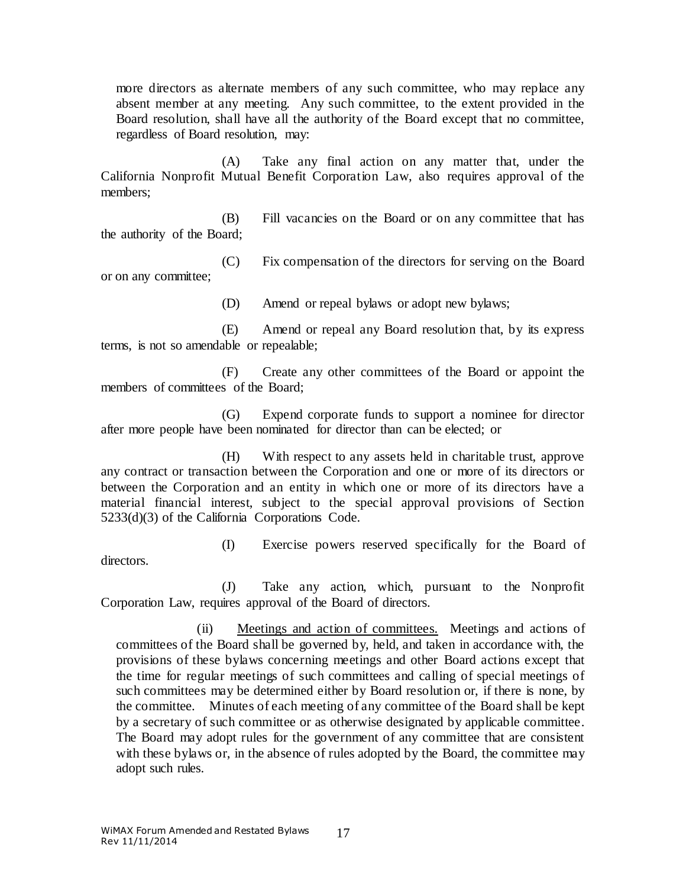more directors as alternate members of any such committee, who may replace any absent member at any meeting. Any such committee, to the extent provided in the Board resolution, shall have all the authority of the Board except that no committee, regardless of Board resolution, may:

(A) Take any final action on any matter that, under the California Nonprofit Mutual Benefit Corporation Law, also requires approval of the members;

(B) Fill vacancies on the Board or on any committee that has the authority of the Board;

(C) Fix compensation of the directors for serving on the Board or on any committee;

(D) Amend or repeal bylaws or adopt new bylaws;

(E) Amend or repeal any Board resolution that, by its express terms, is not so amendable or repealable;

(F) Create any other committees of the Board or appoint the members of committees of the Board;

(G) Expend corporate funds to support a nominee for director after more people have been nominated for director than can be elected; or

(H) With respect to any assets held in charitable trust, approve any contract or transaction between the Corporation and one or more of its directors or between the Corporation and an entity in which one or more of its directors have a material financial interest, subject to the special approval provisions of Section 5233(d)(3) of the California Corporations Code.

(I) Exercise powers reserved specifically for the Board of directors.

(J) Take any action, which, pursuant to the Nonprofit Corporation Law, requires approval of the Board of directors.

(ii) Meetings and action of committees. Meetings and actions of committees of the Board shall be governed by, held, and taken in accordance with, the provisions of these bylaws concerning meetings and other Board actions except that the time for regular meetings of such committees and calling of special meetings of such committees may be determined either by Board resolution or, if there is none, by the committee. Minutes of each meeting of any committee of the Board shall be kept by a secretary of such committee or as otherwise designated by applicable committee. The Board may adopt rules for the government of any committee that are consistent with these bylaws or, in the absence of rules adopted by the Board, the committee may adopt such rules.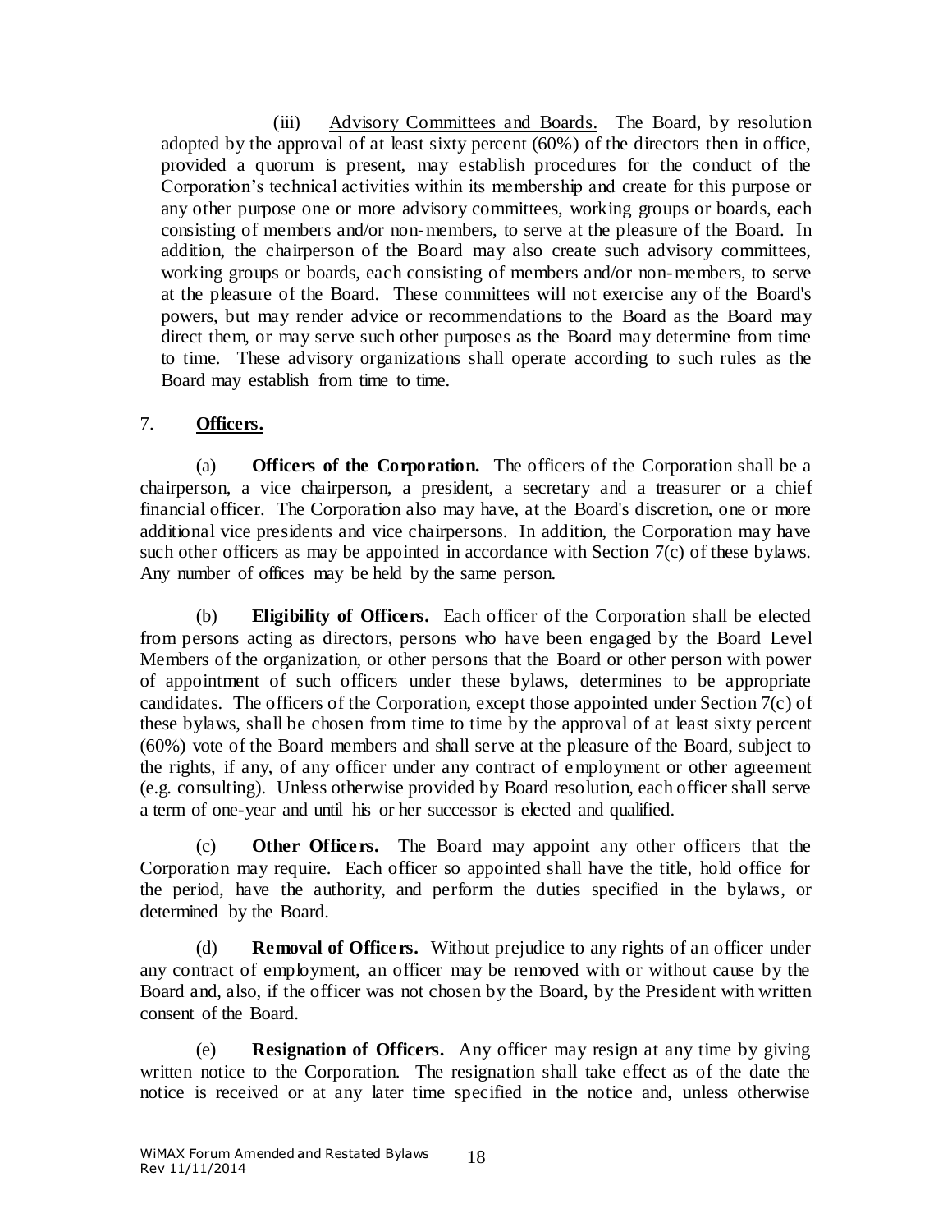(iii) Advisory Committees and Boards. The Board, by resolution adopted by the approval of at least sixty percent (60%) of the directors then in office, provided a quorum is present, may establish procedures for the conduct of the Corporation's technical activities within its membership and create for this purpose or any other purpose one or more advisory committees, working groups or boards, each consisting of members and/or non-members, to serve at the pleasure of the Board. In addition, the chairperson of the Board may also create such advisory committees, working groups or boards, each consisting of members and/or non-members, to serve at the pleasure of the Board. These committees will not exercise any of the Board's powers, but may render advice or recommendations to the Board as the Board may direct them, or may serve such other purposes as the Board may determine from time to time. These advisory organizations shall operate according to such rules as the Board may establish from time to time.

## 7. **Officers.**

(a) **Officers of the Corporation.** The officers of the Corporation shall be a chairperson, a vice chairperson, a president, a secretary and a treasurer or a chief financial officer. The Corporation also may have, at the Board's discretion, one or more additional vice presidents and vice chairpersons. In addition, the Corporation may have such other officers as may be appointed in accordance with Section 7(c) of these bylaws. Any number of offices may be held by the same person.

(b) **Eligibility of Officers.** Each officer of the Corporation shall be elected from persons acting as directors, persons who have been engaged by the Board Level Members of the organization, or other persons that the Board or other person with power of appointment of such officers under these bylaws, determines to be appropriate candidates. The officers of the Corporation, except those appointed under Section 7(c) of these bylaws, shall be chosen from time to time by the approval of at least sixty percent (60%) vote of the Board members and shall serve at the pleasure of the Board, subject to the rights, if any, of any officer under any contract of employment or other agreement (e.g. consulting). Unless otherwise provided by Board resolution, each officer shall serve a term of one-year and until his or her successor is elected and qualified.

(c) **Other Officers.** The Board may appoint any other officers that the Corporation may require. Each officer so appointed shall have the title, hold office for the period, have the authority, and perform the duties specified in the bylaws, or determined by the Board.

(d) **Removal of Officers.** Without prejudice to any rights of an officer under any contract of employment, an officer may be removed with or without cause by the Board and, also, if the officer was not chosen by the Board, by the President with written consent of the Board.

(e) **Resignation of Officers.** Any officer may resign at any time by giving written notice to the Corporation. The resignation shall take effect as of the date the notice is received or at any later time specified in the notice and, unless otherwise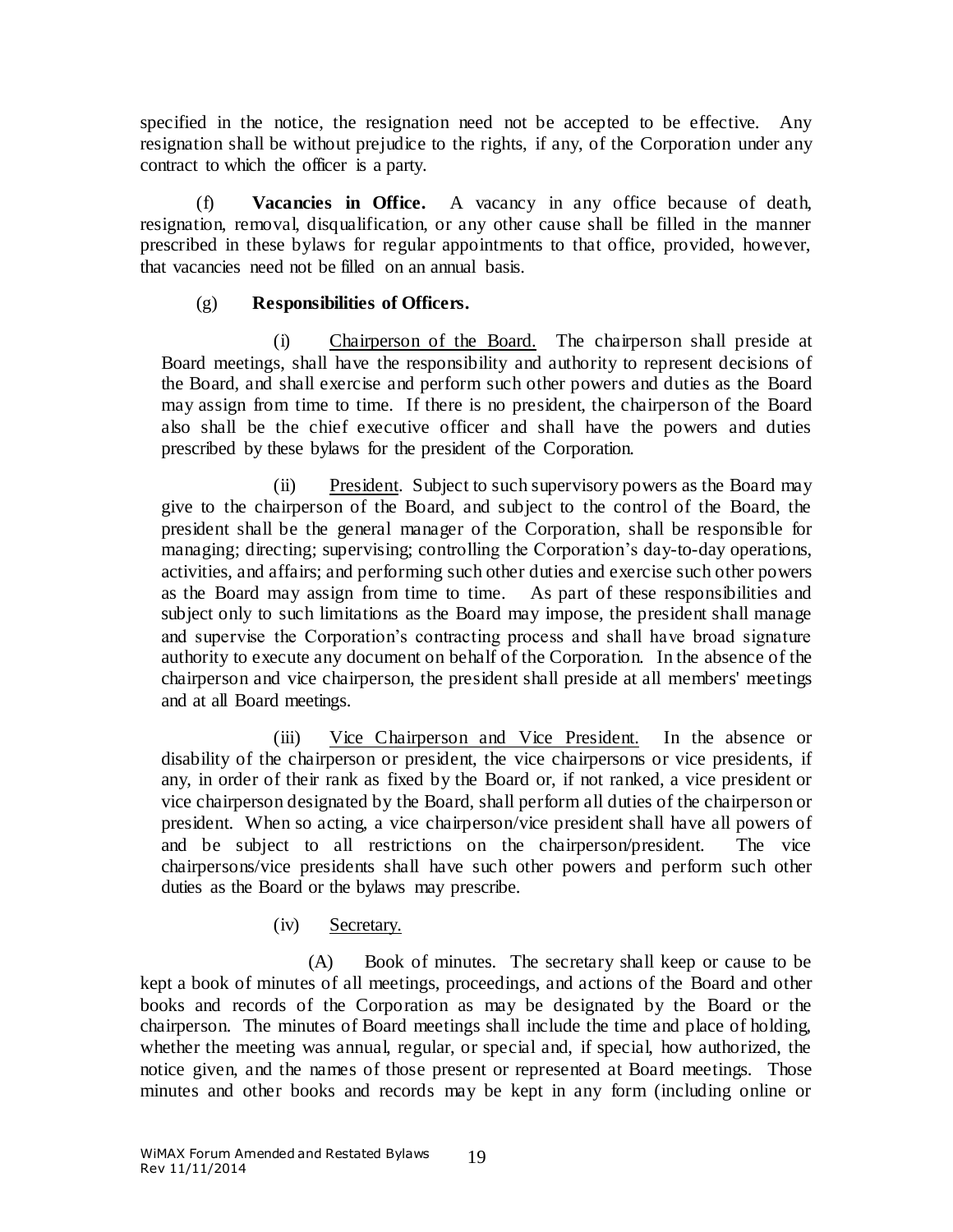specified in the notice, the resignation need not be accepted to be effective. Any resignation shall be without prejudice to the rights, if any, of the Corporation under any contract to which the officer is a party.

(f) **Vacancies in Office.** A vacancy in any office because of death, resignation, removal, disqualification, or any other cause shall be filled in the manner prescribed in these bylaws for regular appointments to that office, provided, however, that vacancies need not be filled on an annual basis.

(g) **Responsibilities of Officers.**

(i) Chairperson of the Board. The chairperson shall preside at Board meetings, shall have the responsibility and authority to represent decisions of the Board, and shall exercise and perform such other powers and duties as the Board may assign from time to time. If there is no president, the chairperson of the Board also shall be the chief executive officer and shall have the powers and duties prescribed by these bylaws for the president of the Corporation.

(ii) President. Subject to such supervisory powers as the Board may give to the chairperson of the Board, and subject to the control of the Board, the president shall be the general manager of the Corporation, shall be responsible for managing; directing; supervising; controlling the Corporation's day-to-day operations, activities, and affairs; and performing such other duties and exercise such other powers as the Board may assign from time to time. As part of these responsibilities and subject only to such limitations as the Board may impose, the president shall manage and supervise the Corporation's contracting process and shall have broad signature authority to execute any document on behalf of the Corporation. In the absence of the chairperson and vice chairperson, the president shall preside at all members' meetings and at all Board meetings.

(iii) Vice Chairperson and Vice President. In the absence or disability of the chairperson or president, the vice chairpersons or vice presidents, if any, in order of their rank as fixed by the Board or, if not ranked, a vice president or vice chairperson designated by the Board, shall perform all duties of the chairperson or president. When so acting, a vice chairperson/vice president shall have all powers of and be subject to all restrictions on the chairperson/president. The vice chairpersons/vice presidents shall have such other powers and perform such other duties as the Board or the bylaws may prescribe.

(iv) Secretary.

(A) Book of minutes. The secretary shall keep or cause to be kept a book of minutes of all meetings, proceedings, and actions of the Board and other books and records of the Corporation as may be designated by the Board or the chairperson. The minutes of Board meetings shall include the time and place of holding, whether the meeting was annual, regular, or special and, if special, how authorized, the notice given, and the names of those present or represented at Board meetings. Those minutes and other books and records may be kept in any form (including online or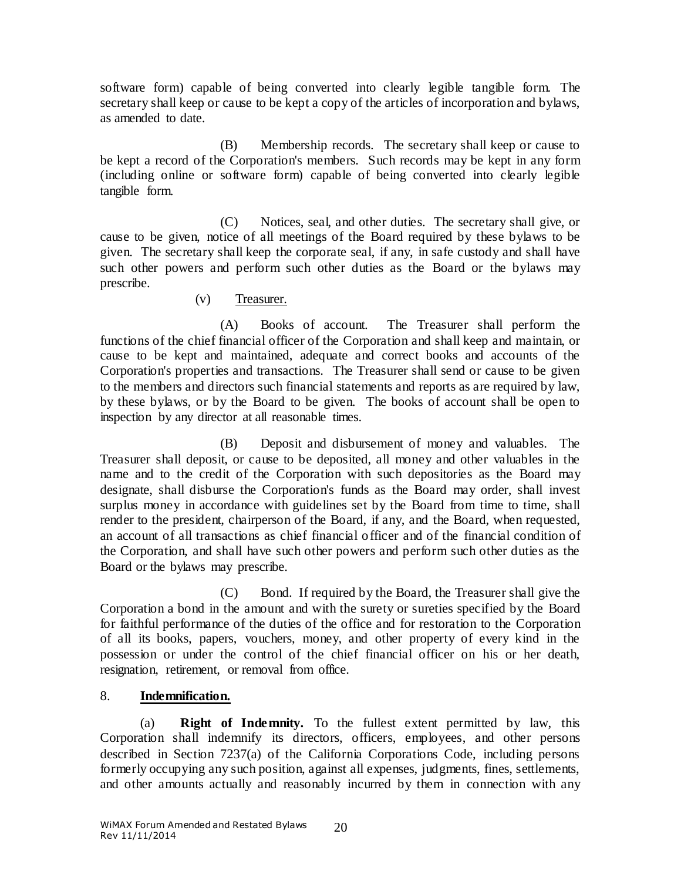software form) capable of being converted into clearly legible tangible form. The secretary shall keep or cause to be kept a copy of the articles of incorporation and bylaws, as amended to date.

(B) Membership records. The secretary shall keep or cause to be kept a record of the Corporation's members. Such records may be kept in any form (including online or software form) capable of being converted into clearly legible tangible form.

(C) Notices, seal, and other duties. The secretary shall give, or cause to be given, notice of all meetings of the Board required by these bylaws to be given. The secretary shall keep the corporate seal, if any, in safe custody and shall have such other powers and perform such other duties as the Board or the bylaws may prescribe.

(v) Treasurer.

(A) Books of account. The Treasurer shall perform the functions of the chief financial officer of the Corporation and shall keep and maintain, or cause to be kept and maintained, adequate and correct books and accounts of the Corporation's properties and transactions. The Treasurer shall send or cause to be given to the members and directors such financial statements and reports as are required by law, by these bylaws, or by the Board to be given. The books of account shall be open to inspection by any director at all reasonable times.

(B) Deposit and disbursement of money and valuables. The Treasurer shall deposit, or cause to be deposited, all money and other valuables in the name and to the credit of the Corporation with such depositories as the Board may designate, shall disburse the Corporation's funds as the Board may order, shall invest surplus money in accordance with guidelines set by the Board from time to time, shall render to the president, chairperson of the Board, if any, and the Board, when requested, an account of all transactions as chief financial officer and of the financial condition of the Corporation, and shall have such other powers and perform such other duties as the Board or the bylaws may prescribe.

(C) Bond. If required by the Board, the Treasurer shall give the Corporation a bond in the amount and with the surety or sureties specified by the Board for faithful performance of the duties of the office and for restoration to the Corporation of all its books, papers, vouchers, money, and other property of every kind in the possession or under the control of the chief financial officer on his or her death, resignation, retirement, or removal from office.

## 8. **Indemnification.**

(a) **Right of Indemnity.** To the fullest extent permitted by law, this Corporation shall indemnify its directors, officers, employees, and other persons described in Section 7237(a) of the California Corporations Code, including persons formerly occupying any such position, against all expenses, judgments, fines, settlements, and other amounts actually and reasonably incurred by them in connection with any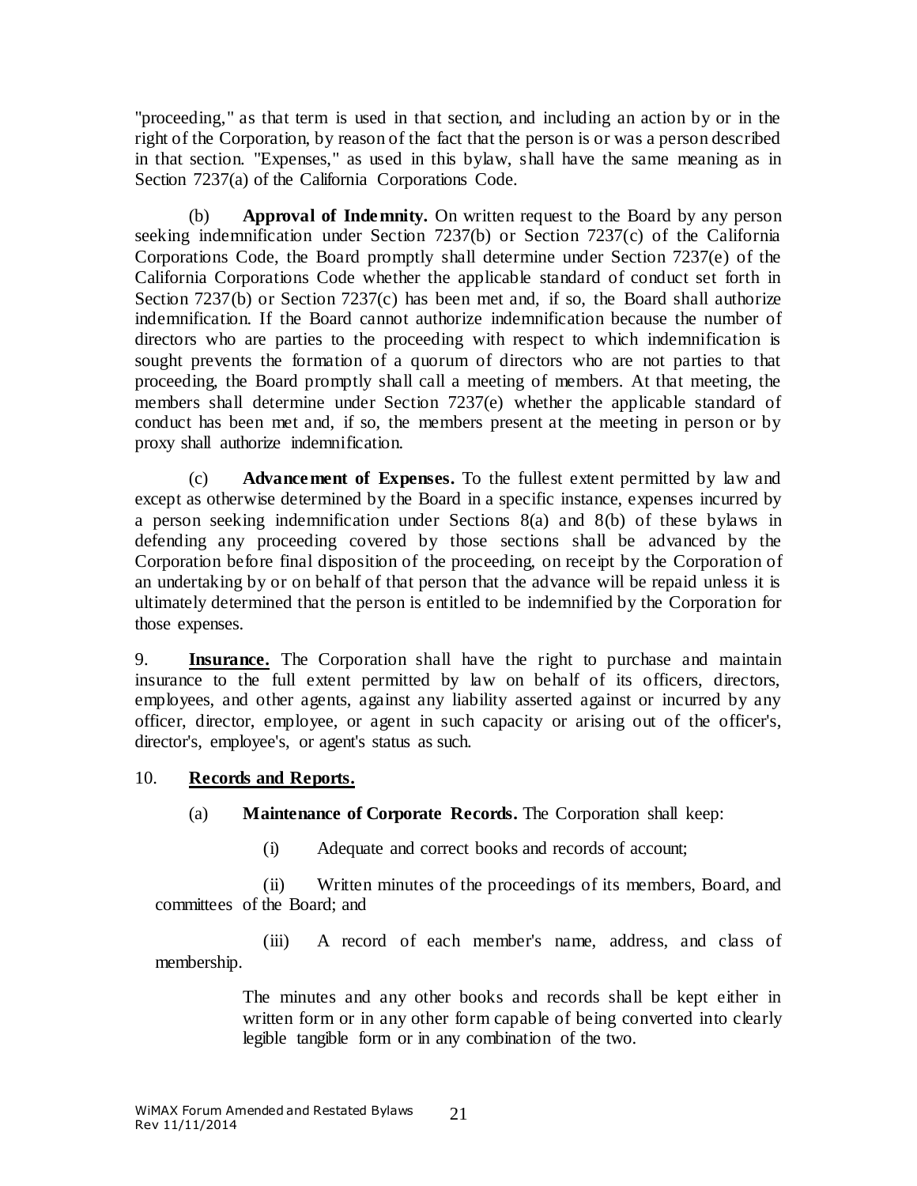"proceeding," as that term is used in that section, and including an action by or in the right of the Corporation, by reason of the fact that the person is or was a person described in that section. "Expenses," as used in this bylaw, shall have the same meaning as in Section 7237(a) of the California Corporations Code.

(b) **Approval of Indemnity.** On written request to the Board by any person seeking indemnification under Section 7237(b) or Section 7237(c) of the California Corporations Code, the Board promptly shall determine under Section 7237(e) of the California Corporations Code whether the applicable standard of conduct set forth in Section 7237(b) or Section 7237(c) has been met and, if so, the Board shall authorize indemnification. If the Board cannot authorize indemnification because the number of directors who are parties to the proceeding with respect to which indemnification is sought prevents the formation of a quorum of directors who are not parties to that proceeding, the Board promptly shall call a meeting of members. At that meeting, the members shall determine under Section 7237(e) whether the applicable standard of conduct has been met and, if so, the members present at the meeting in person or by proxy shall authorize indemnification.

(c) **Advancement of Expenses.** To the fullest extent permitted by law and except as otherwise determined by the Board in a specific instance, expenses incurred by a person seeking indemnification under Sections 8(a) and 8(b) of these bylaws in defending any proceeding covered by those sections shall be advanced by the Corporation before final disposition of the proceeding, on receipt by the Corporation of an undertaking by or on behalf of that person that the advance will be repaid unless it is ultimately determined that the person is entitled to be indemnified by the Corporation for those expenses.

9. **<u>Insurance.</u>** The Corporation shall have the right to purchase and maintain insurance to the full extent permitted by law on behalf of its officers, directors, employees, and other agents, against any liability asserted against or incurred by any officer, director, employee, or agent in such capacity or arising out of the officer's, director's, employee's, or agent's status as such.

10. **<u>Records and Reports.</u>**

(a) **Maintenance of Corporate Records.** The Corporation shall keep:

(i) Adequate and correct books and records of account;

(ii) Written minutes of the proceedings of its members, Board, and committees of the Board; and

(iii) A record of each member's name, address, and class of membership.

The minutes and any other books and records shall be kept either in written form or in any other form capable of being converted into clearly legible tangible form or in any combination of the two.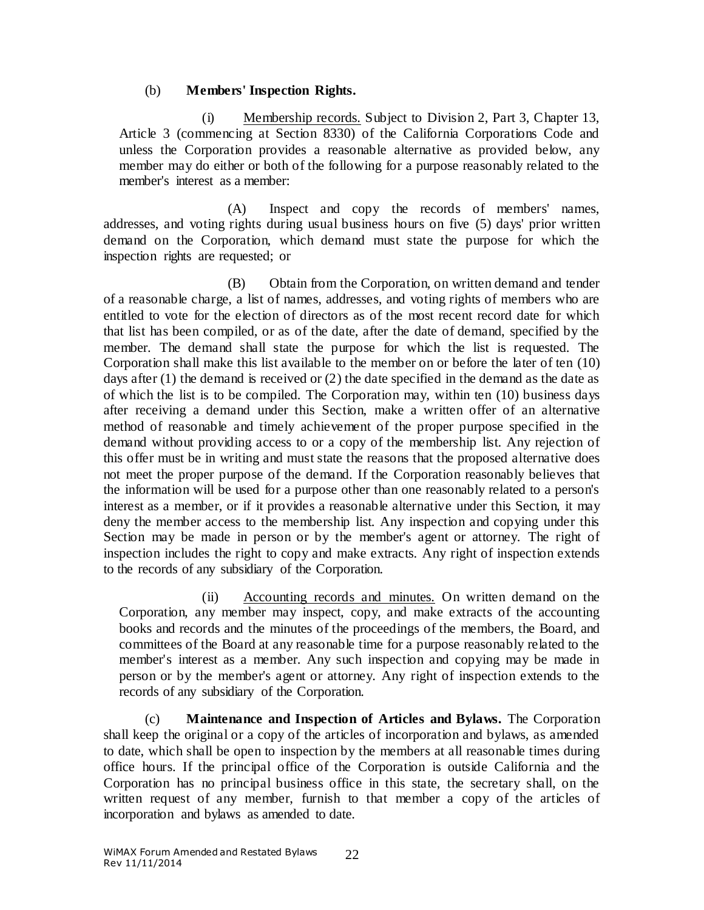(b) **Members' Inspection Rights.**

(i) Membership records. Subject to Division 2, Part 3, Chapter 13, Article 3 (commencing at Section 8330) of the California Corporations Code and unless the Corporation provides a reasonable alternative as provided below, any member may do either or both of the following for a purpose reasonably related to the member's interest as a member:

(A) Inspect and copy the records of members' names, addresses, and voting rights during usual business hours on five (5) days' prior written demand on the Corporation, which demand must state the purpose for which the inspection rights are requested; or

(B) Obtain from the Corporation, on written demand and tender of a reasonable charge, a list of names, addresses, and voting rights of members who are entitled to vote for the election of directors as of the most recent record date for which that list has been compiled, or as of the date, after the date of demand, specified by the member. The demand shall state the purpose for which the list is requested. The Corporation shall make this list available to the member on or before the later of ten (10) days after (1) the demand is received or (2) the date specified in the demand as the date as of which the list is to be compiled. The Corporation may, within ten (10) business days after receiving a demand under this Section, make a written offer of an alternative method of reasonable and timely achievement of the proper purpose specified in the demand without providing access to or a copy of the membership list. Any rejection of this offer must be in writing and must state the reasons that the proposed alternative does not meet the proper purpose of the demand. If the Corporation reasonably believes that the information will be used for a purpose other than one reasonably related to a person's interest as a member, or if it provides a reasonable alternative under this Section, it may deny the member access to the membership list. Any inspection and copying under this Section may be made in person or by the member's agent or attorney. The right of inspection includes the right to copy and make extracts. Any right of inspection extends to the records of any subsidiary of the Corporation.

(ii) Accounting records and minutes. On written demand on the Corporation, any member may inspect, copy, and make extracts of the accounting books and records and the minutes of the proceedings of the members, the Board, and committees of the Board at any reasonable time for a purpose reasonably related to the member's interest as a member. Any such inspection and copying may be made in person or by the member's agent or attorney. Any right of inspection extends to the records of any subsidiary of the Corporation.

(c) **Maintenance and Inspection of Articles and Bylaws.** The Corporation shall keep the original or a copy of the articles of incorporation and bylaws, as amended to date, which shall be open to inspection by the members at all reasonable times during office hours. If the principal office of the Corporation is outside California and the Corporation has no principal business office in this state, the secretary shall, on the written request of any member, furnish to that member a copy of the articles of incorporation and bylaws as amended to date.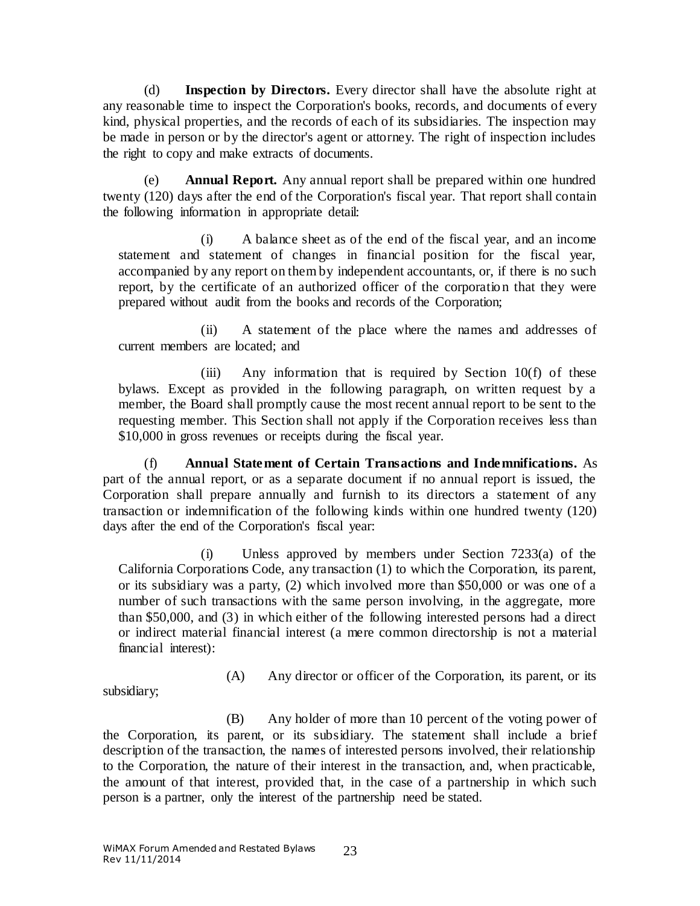(d) **Inspection by Directors.** Every director shall have the absolute right at any reasonable time to inspect the Corporation's books, records, and documents of every kind, physical properties, and the records of each of its subsidiaries. The inspection may be made in person or by the director's agent or attorney. The right of inspection includes the right to copy and make extracts of documents.

(e) **Annual Report.** Any annual report shall be prepared within one hundred twenty (120) days after the end of the Corporation's fiscal year. That report shall contain the following information in appropriate detail:

(i) A balance sheet as of the end of the fiscal year, and an income statement and statement of changes in financial position for the fiscal year, accompanied by any report on them by independent accountants, or, if there is no such report, by the certificate of an authorized officer of the corporation that they were prepared without audit from the books and records of the Corporation;

(ii) A statement of the place where the names and addresses of current members are located; and

(iii) Any information that is required by Section 10(f) of these bylaws. Except as provided in the following paragraph, on written request by a member, the Board shall promptly cause the most recent annual report to be sent to the requesting member. This Section shall not apply if the Corporation receives less than $10,000 in gross revenues or receipts during the fiscal year.

(f) **Annual Statement of Certain Transactions and Indemnifications.** As part of the annual report, or as a separate document if no annual report is issued, the Corporation shall prepare annually and furnish to its directors a statement of any transaction or indemnification of the following kinds within one hundred twenty (120) days after the end of the Corporation's fiscal year:

(i) Unless approved by members under Section 7233(a) of the California Corporations Code, any transaction (1) to which the Corporation, its parent, or its subsidiary was a party, (2) which involved more than $50,000 or was one of a number of such transactions with the same person involving, in the aggregate, more than $50,000, and (3) in which either of the following interested persons had a direct or indirect material financial interest (a mere common directorship is not a material financial interest):

(A) Any director or officer of the Corporation, its parent, or its subsidiary;

(B) Any holder of more than 10 percent of the voting power of the Corporation, its parent, or its subsidiary. The statement shall include a brief description of the transaction, the names of interested persons involved, their relationship to the Corporation, the nature of their interest in the transaction, and, when practicable, the amount of that interest, provided that, in the case of a partnership in which such person is a partner, only the interest of the partnership need be stated.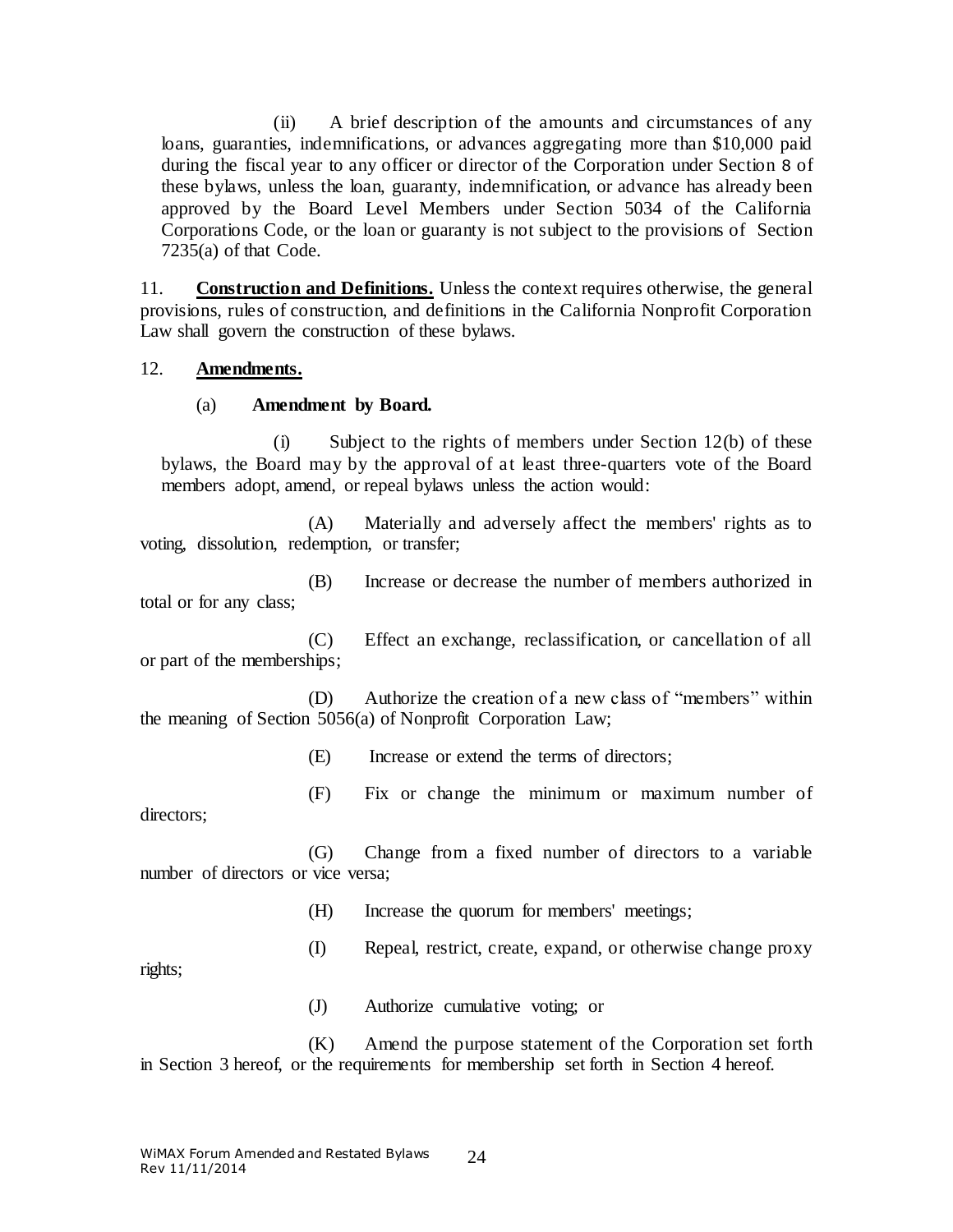(ii) A brief description of the amounts and circumstances of any loans, guaranties, indemnifications, or advances aggregating more than $10,000 paid during the fiscal year to any officer or director of the Corporation under Section 8 of these bylaws, unless the loan, guaranty, indemnification, or advance has already been approved by the Board Level Members under Section 5034 of the California Corporations Code, or the loan or guaranty is not subject to the provisions of Section 7235(a) of that Code.

11. **<u>Construction and Definitions.</u>** Unless the context requires otherwise, the general provisions, rules of construction, and definitions in the California Nonprofit Corporation Law shall govern the construction of these bylaws.

12. **<u>Amendments.</u>**

(a) **Amendment by Board.**

(i) Subject to the rights of members under Section 12(b) of these bylaws, the Board may by the approval of at least three-quarters vote of the Board members adopt, amend, or repeal bylaws unless the action would:

(A) Materially and adversely affect the members' rights as to voting, dissolution, redemption, or transfer;

(B) Increase or decrease the number of members authorized in total or for any class;

(C) Effect an exchange, reclassification, or cancellation of all or part of the memberships;

(D) Authorize the creation of a new class of "members" within the meaning of Section 5056(a) of Nonprofit Corporation Law;

(E) Increase or extend the terms of directors;

(F) Fix or change the minimum or maximum number of directors;

(G) Change from a fixed number of directors to a variable number of directors or vice versa;

(H) Increase the quorum for members' meetings;

(I) Repeal, restrict, create, expand, or otherwise change proxy rights;

(J) Authorize cumulative voting; or

(K) Amend the purpose statement of the Corporation set forth in Section 3 hereof, or the requirements for membership set forth in Section 4 hereof.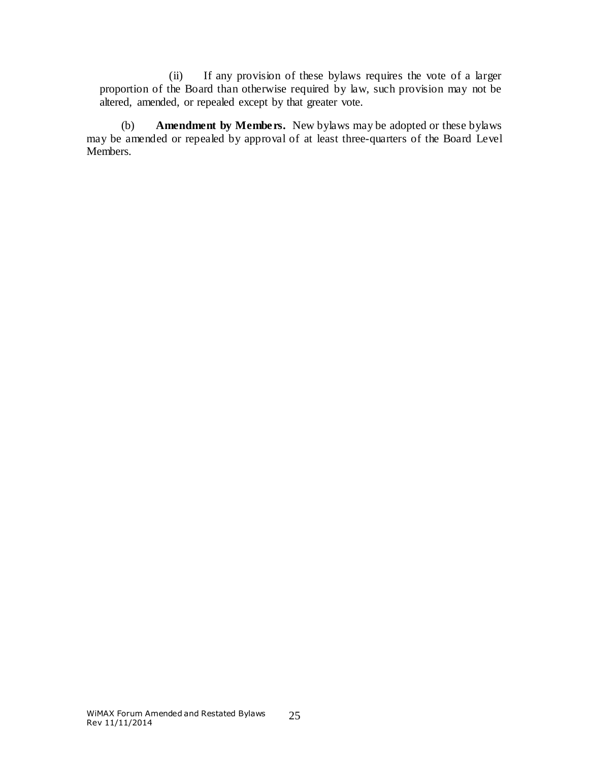(ii) If any provision of these bylaws requires the vote of a larger proportion of the Board than otherwise required by law, such provision may not be altered, amended, or repealed except by that greater vote.

(b) **Amendment by Members.** New bylaws may be adopted or these bylaws may be amended or repealed by approval of at least three-quarters of the Board Level Members.